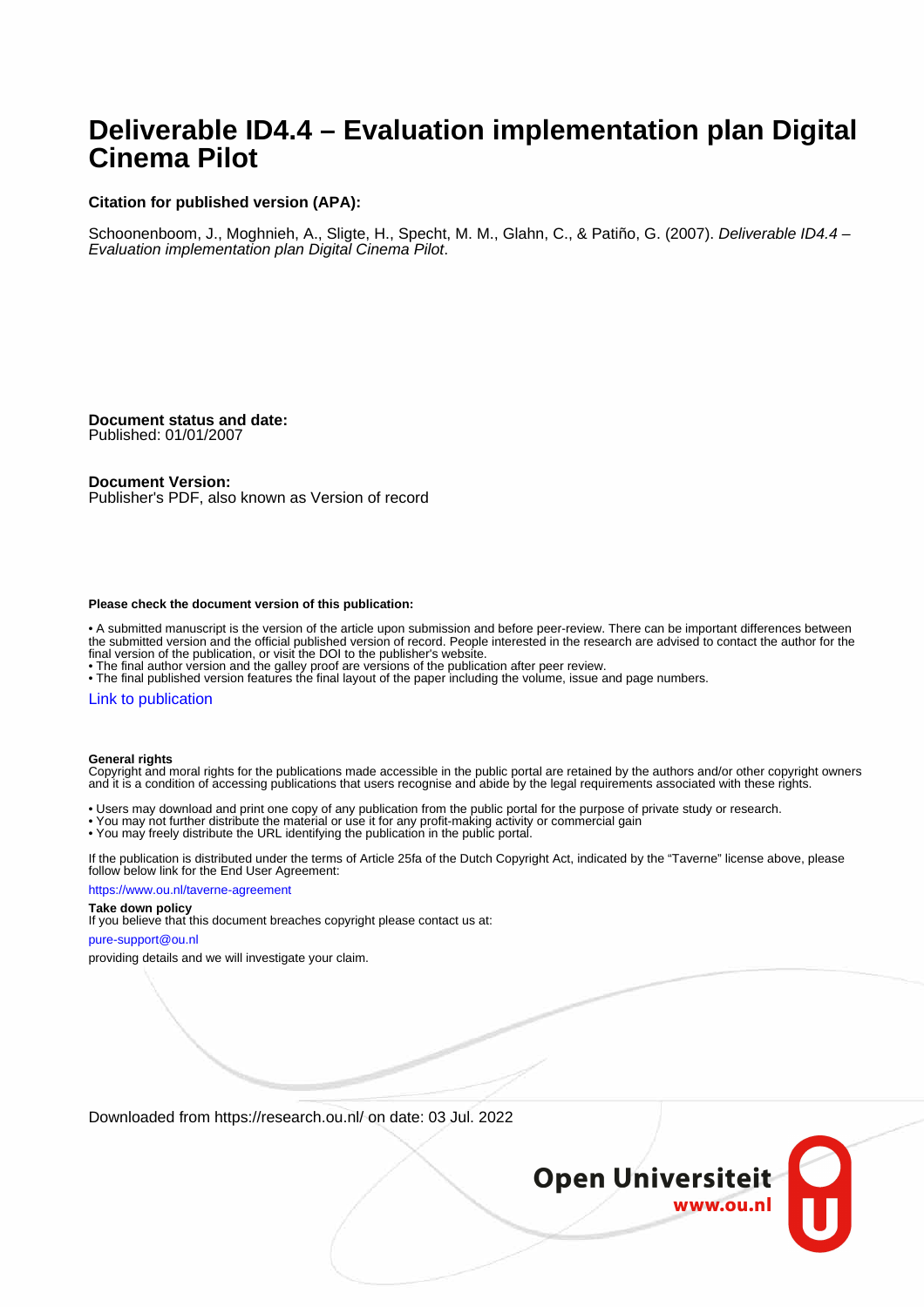# Deliverable ID4.4 – Evaluation implementation plan Digital Cinema Pilot

**Citation for published version (APA):**

Schoonenboom, J., Moghnieh, A., Sligte, H., Specht, M. M., Glahn, C., & Patiño, G. (2007). *Deliverable ID4.4 – Evaluation implementation plan Digital Cinema Pilot*.

**Document status and date:**
Published: 01/01/2007

**Document Version:**
Publisher's PDF, also known as Version of record

**Please check the document version of this publication:**

• A submitted manuscript is the version of the article upon submission and before peer-review. There can be important differences between the submitted version and the official published version of record. People interested in the research are advised to contact the author for the final version of the publication, or visit the DOI to the publisher's website.
• The final author version and the galley proof are versions of the publication after peer review.
• The final published version features the final layout of the paper including the volume, issue and page numbers.

Link to publication

**General rights**
Copyright and moral rights for the publications made accessible in the public portal are retained by the authors and/or other copyright owners and it is a condition of accessing publications that users recognise and abide by the legal requirements associated with these rights.

• Users may download and print one copy of any publication from the public portal for the purpose of private study or research.
• You may not further distribute the material or use it for any profit-making activity or commercial gain
• You may freely distribute the URL identifying the publication in the public portal.

If the publication is distributed under the terms of Article 25fa of the Dutch Copyright Act, indicated by the "Taverne" license above, please follow below link for the End User Agreement:

https://www.ou.nl/taverne-agreement

**Take down policy**
If you believe that this document breaches copyright please contact us at:

pure-support@ou.nl

providing details and we will investigate your claim.

Downloaded from https://research.ou.nl/ on date: 03 Jul. 2022

Open Universiteit
www.ou.nl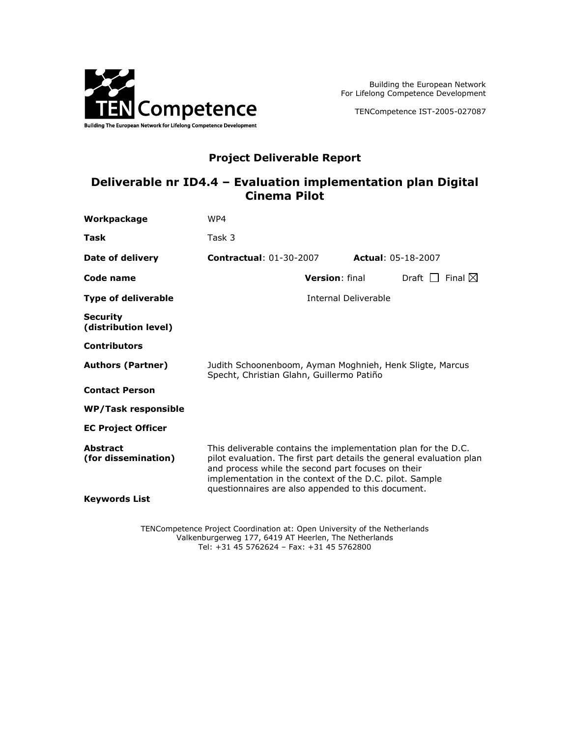Building the European Network For Lifelong Competence Development

TENCompetence IST-2005-027087

## Project Deliverable Report

# Deliverable nr ID4.4 – Evaluation implementation plan Digital Cinema Pilot

| | |
|---|---|
| **Workpackage** | WP4 |
| **Task** | Task 3 |
| **Date of delivery** | **Contractual**: 01-30-2007 **Actual**: 05-18-2007 |
| **Code name** | **Version**: final Draft ☐ Final ☒ |
| **Type of deliverable** | Internal Deliverable |
| **Security (distribution level)** | |
| **Contributors** | |
| **Authors (Partner)** | Judith Schoonenboom, Ayman Moghnieh, Henk Sligte, Marcus Specht, Christian Glahn, Guillermo Patiño |
| **Contact Person** | |
| **WP/Task responsible** | |
| **EC Project Officer** | |
| **Abstract (for dissemination)** | This deliverable contains the implementation plan for the D.C. pilot evaluation. The first part details the general evaluation plan and process while the second part focuses on their implementation in the context of the D.C. pilot. Sample questionnaires are also appended to this document. |
| **Keywords List** | |

TENCompetence Project Coordination at: Open University of the Netherlands
Valkenburgerweg 177, 6419 AT Heerlen, The Netherlands
Tel: +31 45 5762624 – Fax: +31 45 5762800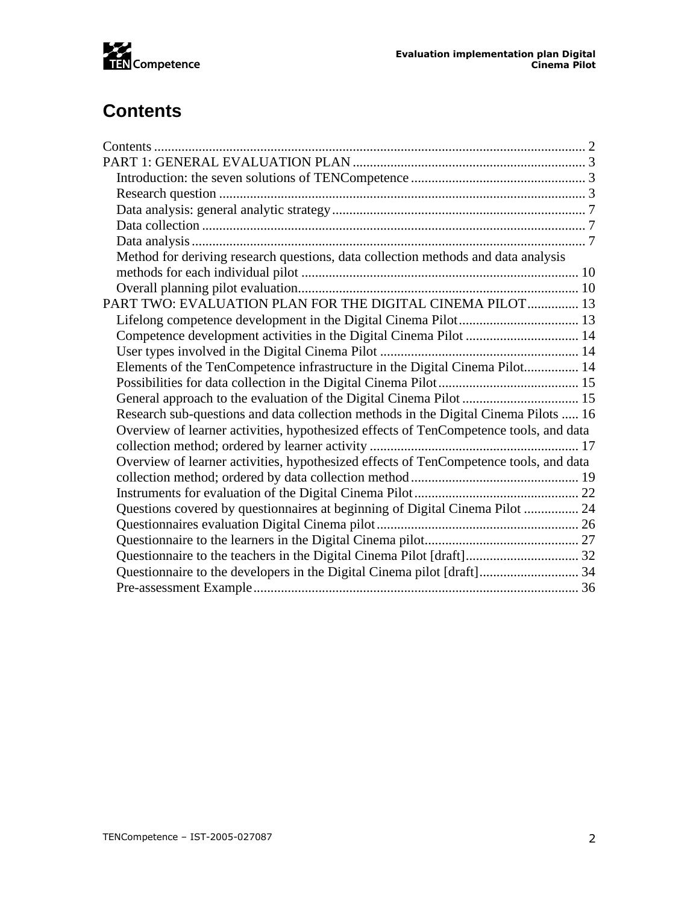# Contents

Contents .............................................................................................................................. 2
PART 1: GENERAL EVALUATION PLAN ................................................................... 3
- Introduction: the seven solutions of TENCompetence .................................................. 3
- Research question .......................................................................................................... 3
- Data analysis: general analytic strategy ......................................................................... 7
- Data collection ............................................................................................................... 7
- Data analysis .................................................................................................................. 7
- Method for deriving research questions, data collection methods and data analysis methods for each individual pilot ................................................................................ 10
- Overall planning pilot evaluation.................................................................................. 10

PART TWO: EVALUATION PLAN FOR THE DIGITAL CINEMA PILOT............... 13
- Lifelong competence development in the Digital Cinema Pilot................................... 13
- Competence development activities in the Digital Cinema Pilot ................................. 14
- User types involved in the Digital Cinema Pilot .......................................................... 14
- Elements of the TenCompetence infrastructure in the Digital Cinema Pilot................ 14
- Possibilities for data collection in the Digital Cinema Pilot......................................... 15
- General approach to the evaluation of the Digital Cinema Pilot .................................. 15
- Research sub-questions and data collection methods in the Digital Cinema Pilots ..... 16
- Overview of learner activities, hypothesized effects of TenCompetence tools, and data collection method; ordered by learner activity ............................................................ 17
- Overview of learner activities, hypothesized effects of TenCompetence tools, and data collection method; ordered by data collection method ................................................. 19
- Instruments for evaluation of the Digital Cinema Pilot................................................ 22
- Questions covered by questionnaires at beginning of Digital Cinema Pilot ................ 24
- Questionnaires evaluation Digital Cinema pilot........................................................... 26
- Questionnaire to the learners in the Digital Cinema pilot............................................. 27
- Questionnaire to the teachers in the Digital Cinema Pilot [draft]................................. 32
- Questionnaire to the developers in the Digital Cinema pilot [draft]............................. 34
- Pre-assessment Example............................................................................................... 36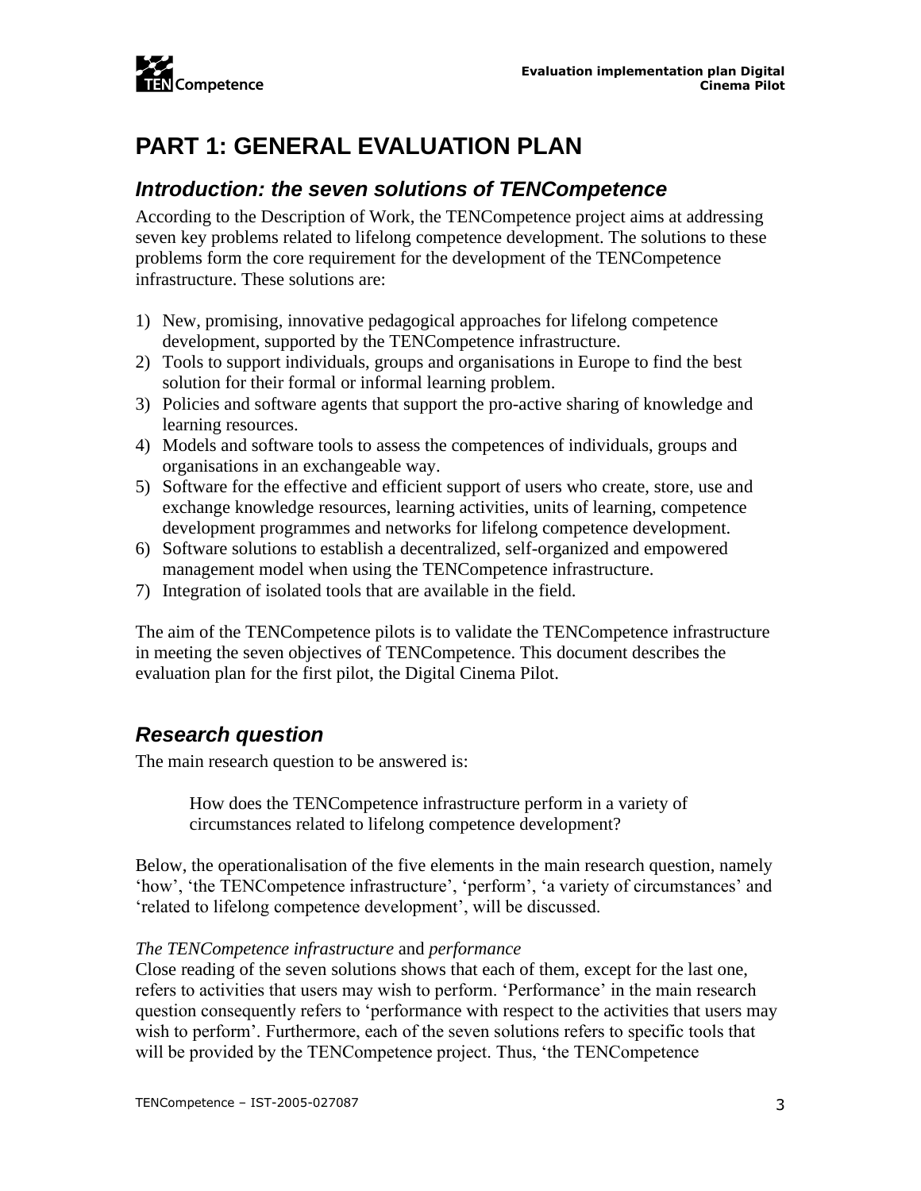# PART 1: GENERAL EVALUATION PLAN

## *Introduction: the seven solutions of TENCompetence*

According to the Description of Work, the TENCompetence project aims at addressing seven key problems related to lifelong competence development. The solutions to these problems form the core requirement for the development of the TENCompetence infrastructure. These solutions are:

1) New, promising, innovative pedagogical approaches for lifelong competence development, supported by the TENCompetence infrastructure.
2) Tools to support individuals, groups and organisations in Europe to find the best solution for their formal or informal learning problem.
3) Policies and software agents that support the pro-active sharing of knowledge and learning resources.
4) Models and software tools to assess the competences of individuals, groups and organisations in an exchangeable way.
5) Software for the effective and efficient support of users who create, store, use and exchange knowledge resources, learning activities, units of learning, competence development programmes and networks for lifelong competence development.
6) Software solutions to establish a decentralized, self-organized and empowered management model when using the TENCompetence infrastructure.
7) Integration of isolated tools that are available in the field.

The aim of the TENCompetence pilots is to validate the TENCompetence infrastructure in meeting the seven objectives of TENCompetence. This document describes the evaluation plan for the first pilot, the Digital Cinema Pilot.

## *Research question*

The main research question to be answered is:

> How does the TENCompetence infrastructure perform in a variety of circumstances related to lifelong competence development?

Below, the operationalisation of the five elements in the main research question, namely 'how', 'the TENCompetence infrastructure', 'perform', 'a variety of circumstances' and 'related to lifelong competence development', will be discussed.

*The TENCompetence infrastructure* and *performance*

Close reading of the seven solutions shows that each of them, except for the last one, refers to activities that users may wish to perform. 'Performance' in the main research question consequently refers to 'performance with respect to the activities that users may wish to perform'. Furthermore, each of the seven solutions refers to specific tools that will be provided by the TENCompetence project. Thus, 'the TENCompetence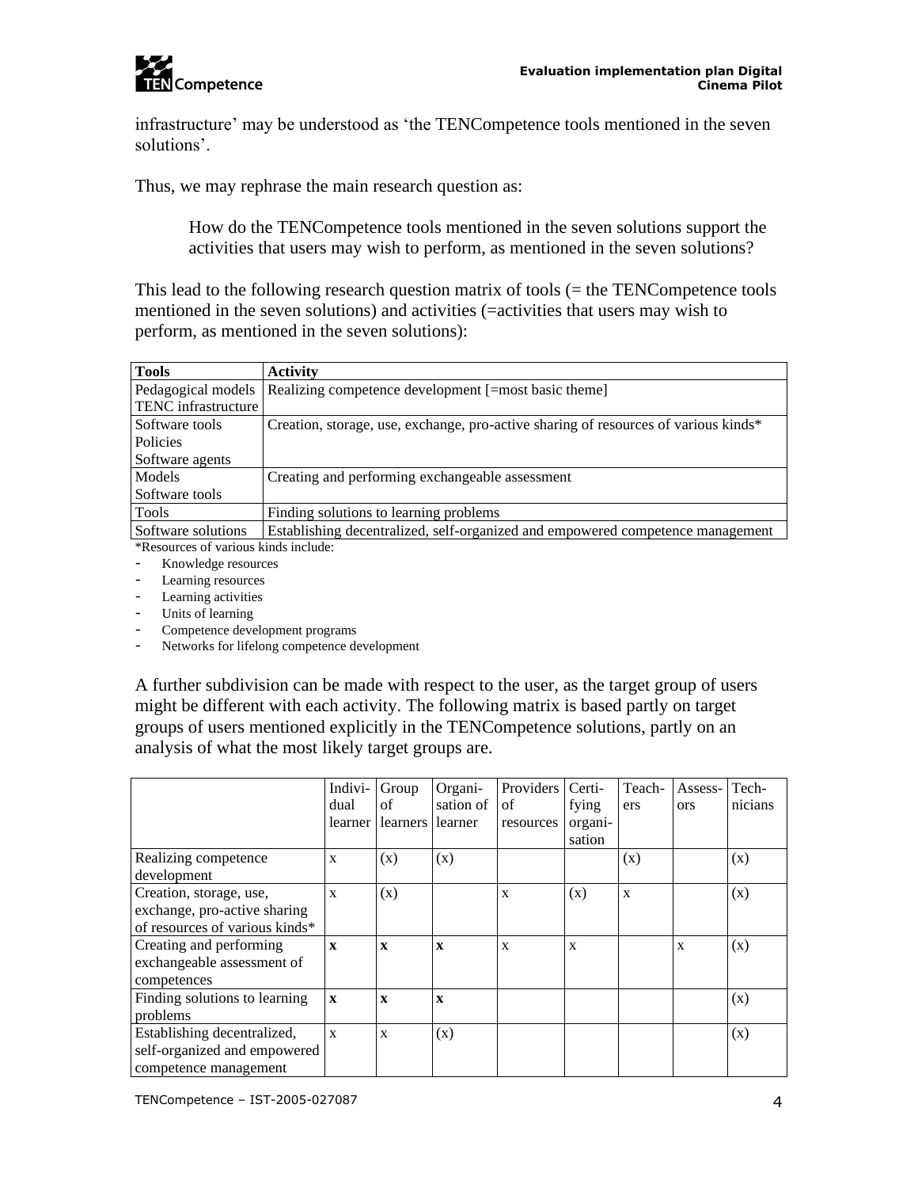infrastructure' may be understood as 'the TENCompetence tools mentioned in the seven solutions'.

Thus, we may rephrase the main research question as:

> How do the TENCompetence tools mentioned in the seven solutions support the activities that users may wish to perform, as mentioned in the seven solutions?

This lead to the following research question matrix of tools (= the TENCompetence tools mentioned in the seven solutions) and activities (=activities that users may wish to perform, as mentioned in the seven solutions):

| Tools | Activity |
|---|---|
| Pedagogical models<br>TENC infrastructure | Realizing competence development [=most basic theme] |
| Software tools<br>Policies<br>Software agents | Creation, storage, use, exchange, pro-active sharing of resources of various kinds* |
| Models<br>Software tools | Creating and performing exchangeable assessment |
| Tools | Finding solutions to learning problems |
| Software solutions | Establishing decentralized, self-organized and empowered competence management |

*Resources of various kinds include:

- Knowledge resources
- Learning resources
- Learning activities
- Units of learning
- Competence development programs
- Networks for lifelong competence development

A further subdivision can be made with respect to the user, as the target group of users might be different with each activity. The following matrix is based partly on target groups of users mentioned explicitly in the TENCompetence solutions, partly on an analysis of what the most likely target groups are.

| | Individual learner | Group of learners | Organisation of learner | Providers of resources | Certifying organisation | Teachers | Assessors | Technicians |
|---|---|---|---|---|---|---|---|---|
| Realizing competence development | x | (x) | (x) | | | (x) | | (x) |
| Creation, storage, use, exchange, pro-active sharing of resources of various kinds* | x | (x) | | x | (x) | x | | (x) |
| Creating and performing exchangeable assessment of competences | **x** | **x** | **x** | x | x | | x | (x) |
| Finding solutions to learning problems | **x** | **x** | **x** | | | | | (x) |
| Establishing decentralized, self-organized and empowered competence management | x | x | (x) | | | | | (x) |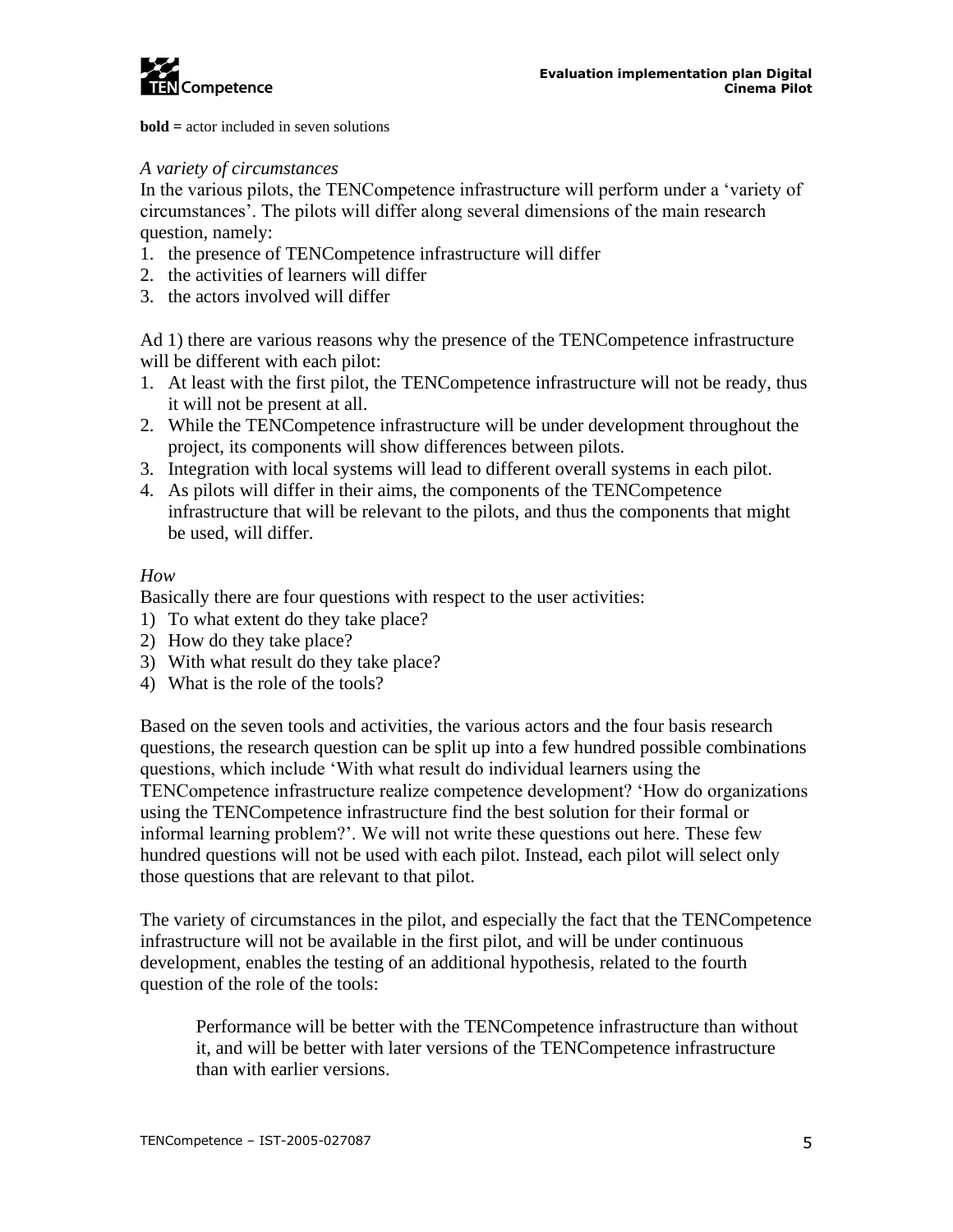**bold =** actor included in seven solutions

*A variety of circumstances*

In the various pilots, the TENCompetence infrastructure will perform under a 'variety of circumstances'. The pilots will differ along several dimensions of the main research question, namely:

1. the presence of TENCompetence infrastructure will differ
2. the activities of learners will differ
3. the actors involved will differ

Ad 1) there are various reasons why the presence of the TENCompetence infrastructure will be different with each pilot:

1. At least with the first pilot, the TENCompetence infrastructure will not be ready, thus it will not be present at all.
2. While the TENCompetence infrastructure will be under development throughout the project, its components will show differences between pilots.
3. Integration with local systems will lead to different overall systems in each pilot.
4. As pilots will differ in their aims, the components of the TENCompetence infrastructure that will be relevant to the pilots, and thus the components that might be used, will differ.

*How*

Basically there are four questions with respect to the user activities:

1) To what extent do they take place?
2) How do they take place?
3) With what result do they take place?
4) What is the role of the tools?

Based on the seven tools and activities, the various actors and the four basis research questions, the research question can be split up into a few hundred possible combinations questions, which include 'With what result do individual learners using the TENCompetence infrastructure realize competence development? 'How do organizations using the TENCompetence infrastructure find the best solution for their formal or informal learning problem?'. We will not write these questions out here. These few hundred questions will not be used with each pilot. Instead, each pilot will select only those questions that are relevant to that pilot.

The variety of circumstances in the pilot, and especially the fact that the TENCompetence infrastructure will not be available in the first pilot, and will be under continuous development, enables the testing of an additional hypothesis, related to the fourth question of the role of the tools:

> Performance will be better with the TENCompetence infrastructure than without it, and will be better with later versions of the TENCompetence infrastructure than with earlier versions.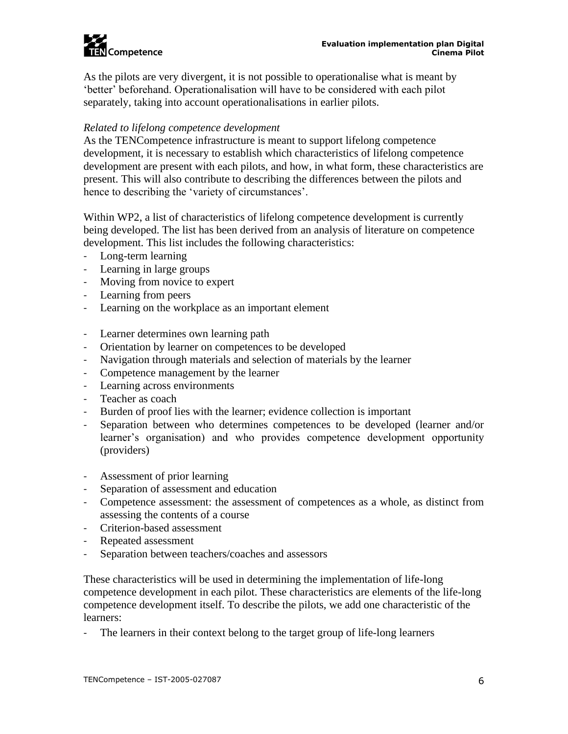As the pilots are very divergent, it is not possible to operationalise what is meant by 'better' beforehand. Operationalisation will have to be considered with each pilot separately, taking into account operationalisations in earlier pilots.

*Related to lifelong competence development*

As the TENCompetence infrastructure is meant to support lifelong competence development, it is necessary to establish which characteristics of lifelong competence development are present with each pilots, and how, in what form, these characteristics are present. This will also contribute to describing the differences between the pilots and hence to describing the 'variety of circumstances'.

Within WP2, a list of characteristics of lifelong competence development is currently being developed. The list has been derived from an analysis of literature on competence development. This list includes the following characteristics:

- Long-term learning
- Learning in large groups
- Moving from novice to expert
- Learning from peers
- Learning on the workplace as an important element

- Learner determines own learning path
- Orientation by learner on competences to be developed
- Navigation through materials and selection of materials by the learner
- Competence management by the learner
- Learning across environments
- Teacher as coach
- Burden of proof lies with the learner; evidence collection is important
- Separation between who determines competences to be developed (learner and/or learner's organisation) and who provides competence development opportunity (providers)

- Assessment of prior learning
- Separation of assessment and education
- Competence assessment: the assessment of competences as a whole, as distinct from assessing the contents of a course
- Criterion-based assessment
- Repeated assessment
- Separation between teachers/coaches and assessors

These characteristics will be used in determining the implementation of life-long competence development in each pilot. These characteristics are elements of the life-long competence development itself. To describe the pilots, we add one characteristic of the learners:

- The learners in their context belong to the target group of life-long learners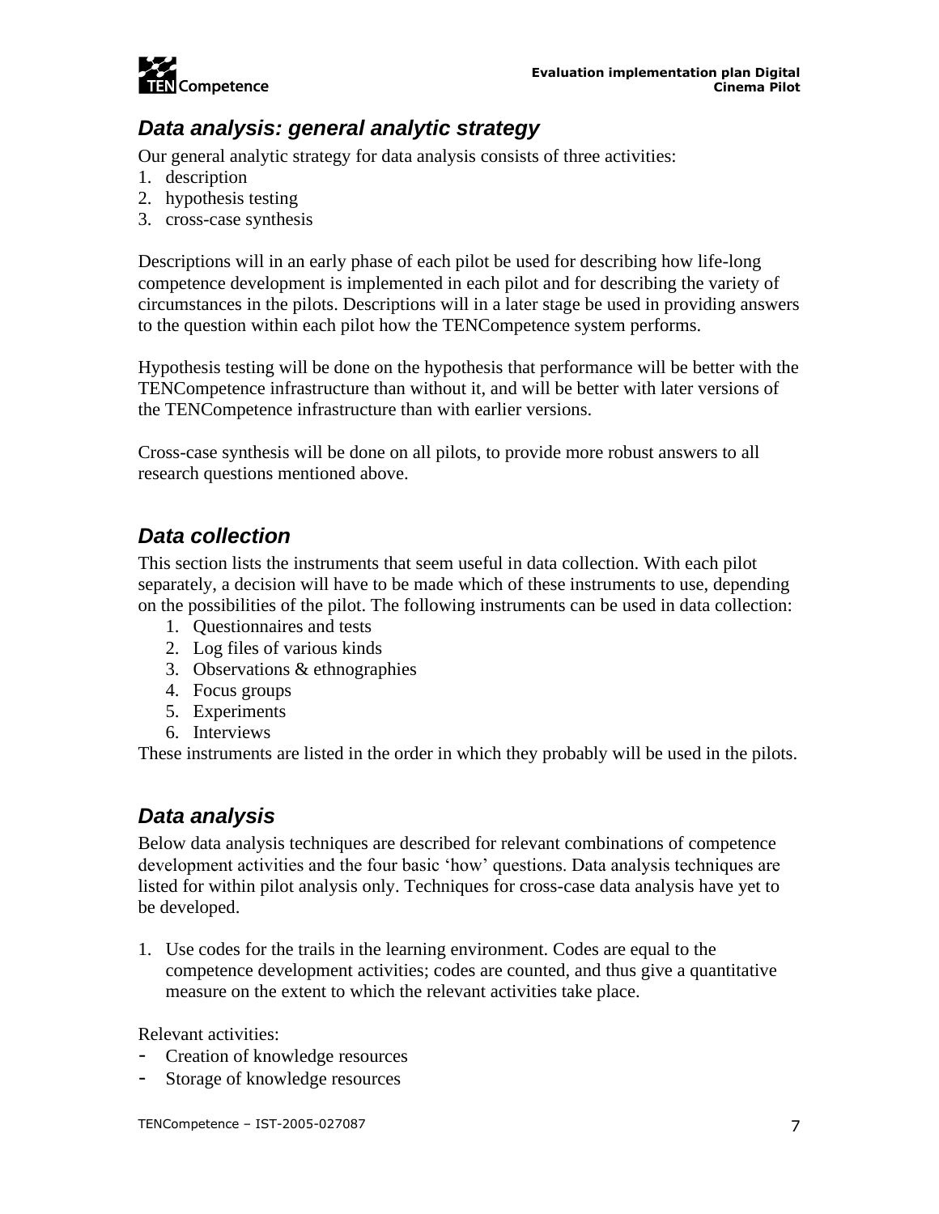## Data analysis: general analytic strategy

Our general analytic strategy for data analysis consists of three activities:

1. description
2. hypothesis testing
3. cross-case synthesis

Descriptions will in an early phase of each pilot be used for describing how life-long competence development is implemented in each pilot and for describing the variety of circumstances in the pilots. Descriptions will in a later stage be used in providing answers to the question within each pilot how the TENCompetence system performs.

Hypothesis testing will be done on the hypothesis that performance will be better with the TENCompetence infrastructure than without it, and will be better with later versions of the TENCompetence infrastructure than with earlier versions.

Cross-case synthesis will be done on all pilots, to provide more robust answers to all research questions mentioned above.

## Data collection

This section lists the instruments that seem useful in data collection. With each pilot separately, a decision will have to be made which of these instruments to use, depending on the possibilities of the pilot. The following instruments can be used in data collection:

1. Questionnaires and tests
2. Log files of various kinds
3. Observations & ethnographies
4. Focus groups
5. Experiments
6. Interviews

These instruments are listed in the order in which they probably will be used in the pilots.

## Data analysis

Below data analysis techniques are described for relevant combinations of competence development activities and the four basic 'how' questions. Data analysis techniques are listed for within pilot analysis only. Techniques for cross-case data analysis have yet to be developed.

1. Use codes for the trails in the learning environment. Codes are equal to the competence development activities; codes are counted, and thus give a quantitative measure on the extent to which the relevant activities take place.

Relevant activities:

- Creation of knowledge resources
- Storage of knowledge resources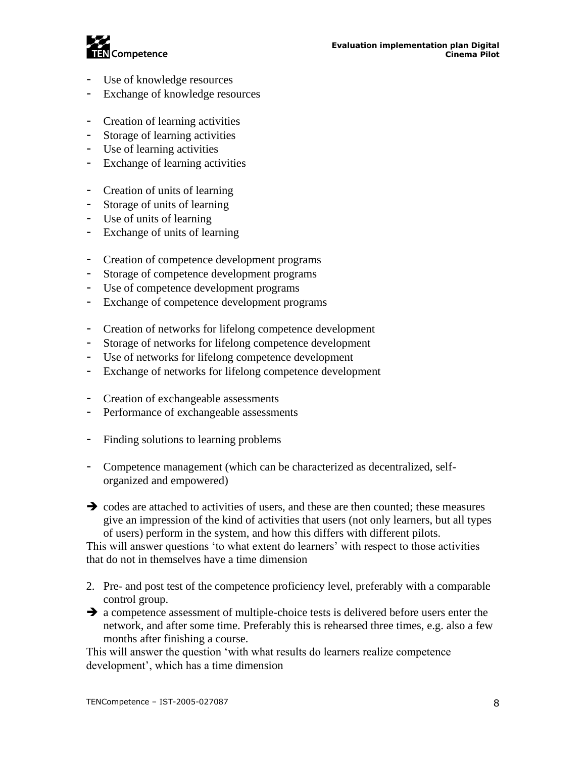- Use of knowledge resources
- Exchange of knowledge resources

- Creation of learning activities
- Storage of learning activities
- Use of learning activities
- Exchange of learning activities

- Creation of units of learning
- Storage of units of learning
- Use of units of learning
- Exchange of units of learning

- Creation of competence development programs
- Storage of competence development programs
- Use of competence development programs
- Exchange of competence development programs

- Creation of networks for lifelong competence development
- Storage of networks for lifelong competence development
- Use of networks for lifelong competence development
- Exchange of networks for lifelong competence development

- Creation of exchangeable assessments
- Performance of exchangeable assessments

- Finding solutions to learning problems

- Competence management (which can be characterized as decentralized, self-organized and empowered)

➔ codes are attached to activities of users, and these are then counted; these measures give an impression of the kind of activities that users (not only learners, but all types of users) perform in the system, and how this differs with different pilots.

This will answer questions 'to what extent do learners' with respect to those activities that do not in themselves have a time dimension

2. Pre- and post test of the competence proficiency level, preferably with a comparable control group.

➔ a competence assessment of multiple-choice tests is delivered before users enter the network, and after some time. Preferably this is rehearsed three times, e.g. also a few months after finishing a course.

This will answer the question 'with what results do learners realize competence development', which has a time dimension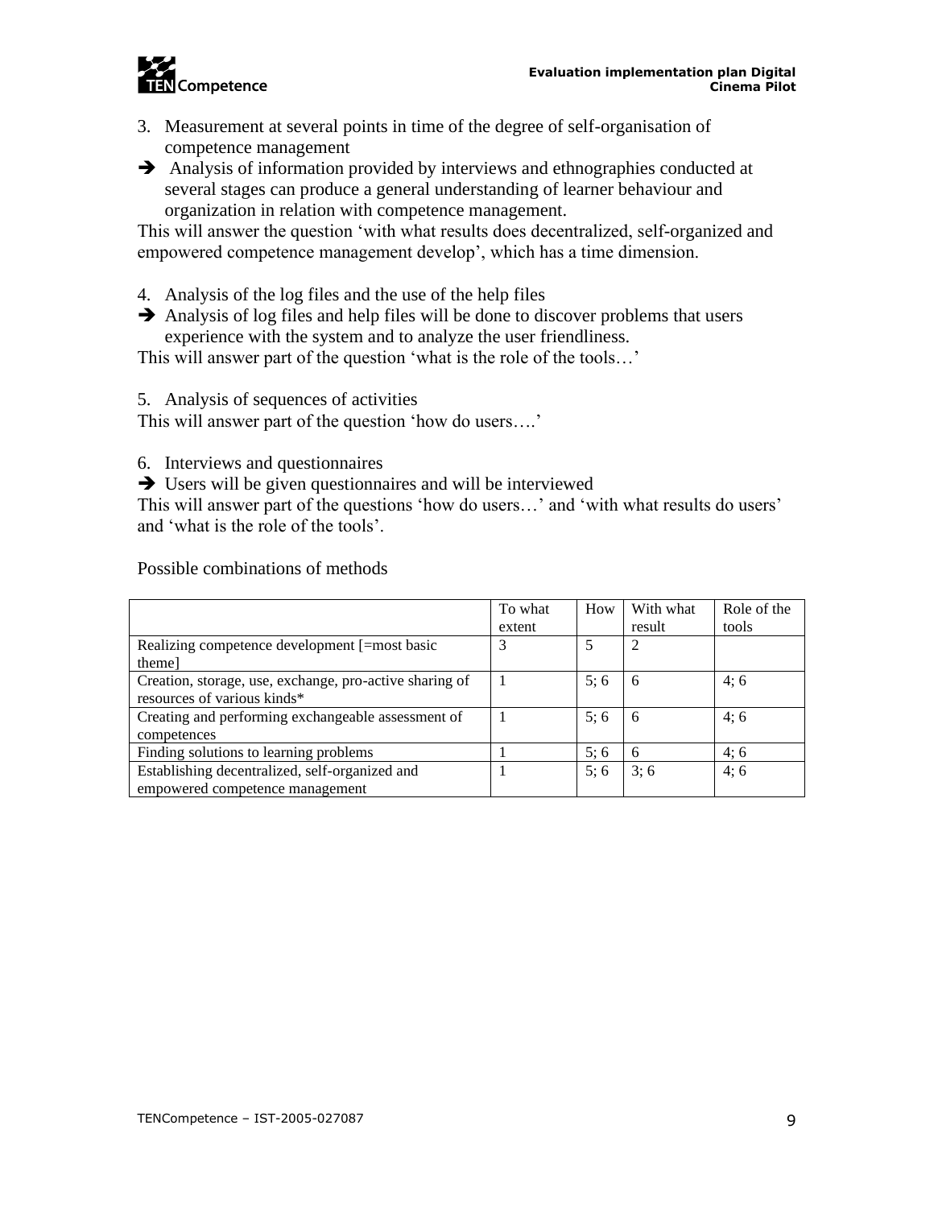3. Measurement at several points in time of the degree of self-organisation of competence management

➔ Analysis of information provided by interviews and ethnographies conducted at several stages can produce a general understanding of learner behaviour and organization in relation with competence management.

This will answer the question 'with what results does decentralized, self-organized and empowered competence management develop', which has a time dimension.

4. Analysis of the log files and the use of the help files

➔ Analysis of log files and help files will be done to discover problems that users experience with the system and to analyze the user friendliness.

This will answer part of the question 'what is the role of the tools…'

5. Analysis of sequences of activities

This will answer part of the question 'how do users….'

6. Interviews and questionnaires

➔ Users will be given questionnaires and will be interviewed

This will answer part of the questions 'how do users…' and 'with what results do users' and 'what is the role of the tools'.

Possible combinations of methods

| | To what extent | How | With what result | Role of the tools |
|---|---|---|---|---|
| Realizing competence development [=most basic theme] | 3 | 5 | 2 | |
| Creation, storage, use, exchange, pro-active sharing of resources of various kinds* | 1 | 5; 6 | 6 | 4; 6 |
| Creating and performing exchangeable assessment of competences | 1 | 5; 6 | 6 | 4; 6 |
| Finding solutions to learning problems | 1 | 5; 6 | 6 | 4; 6 |
| Establishing decentralized, self-organized and empowered competence management | 1 | 5; 6 | 3; 6 | 4; 6 |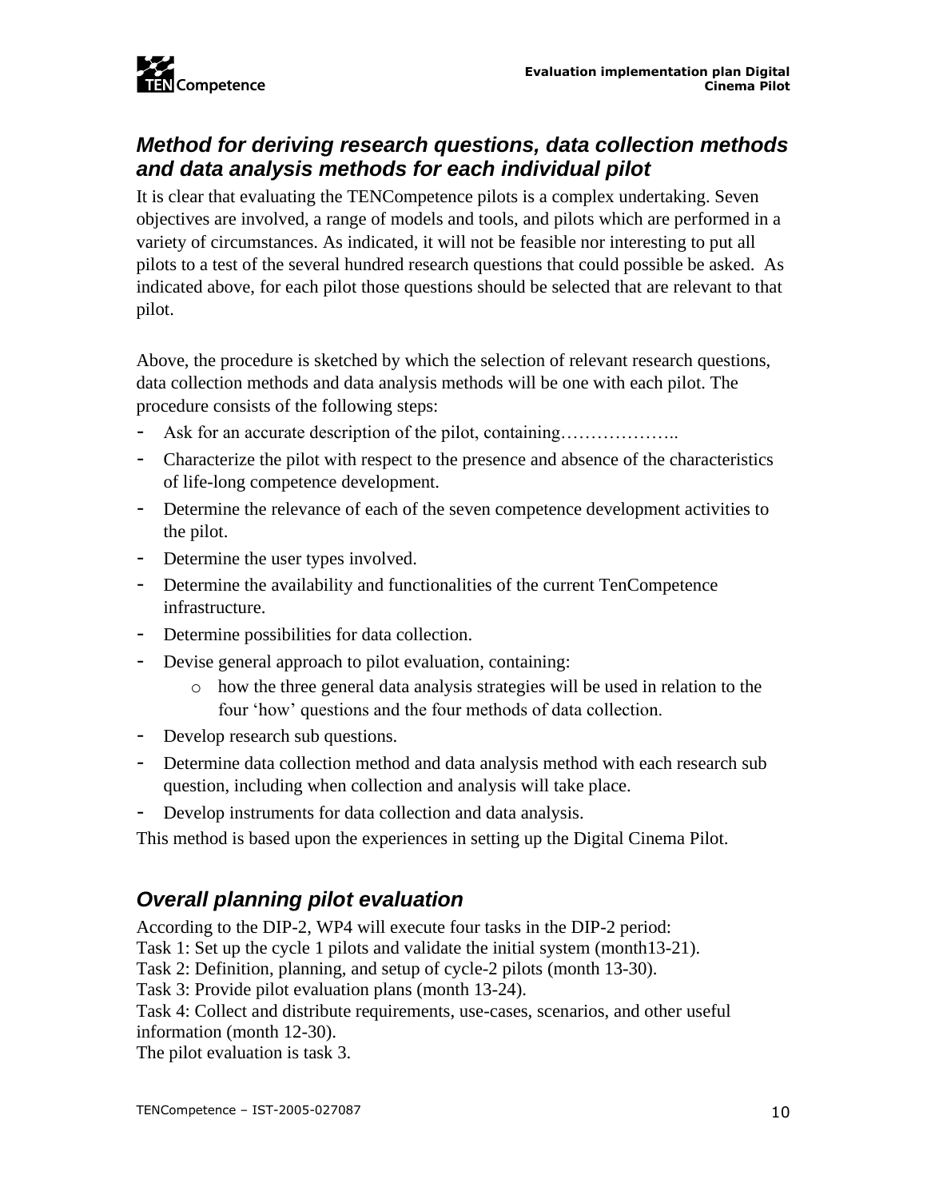## *Method for deriving research questions, data collection methods and data analysis methods for each individual pilot*

It is clear that evaluating the TENCompetence pilots is a complex undertaking. Seven objectives are involved, a range of models and tools, and pilots which are performed in a variety of circumstances. As indicated, it will not be feasible nor interesting to put all pilots to a test of the several hundred research questions that could possible be asked. As indicated above, for each pilot those questions should be selected that are relevant to that pilot.

Above, the procedure is sketched by which the selection of relevant research questions, data collection methods and data analysis methods will be one with each pilot. The procedure consists of the following steps:

- Ask for an accurate description of the pilot, containing………………..
- Characterize the pilot with respect to the presence and absence of the characteristics of life-long competence development.
- Determine the relevance of each of the seven competence development activities to the pilot.
- Determine the user types involved.
- Determine the availability and functionalities of the current TenCompetence infrastructure.
- Determine possibilities for data collection.
- Devise general approach to pilot evaluation, containing:
    - how the three general data analysis strategies will be used in relation to the four 'how' questions and the four methods of data collection.
- Develop research sub questions.
- Determine data collection method and data analysis method with each research sub question, including when collection and analysis will take place.
- Develop instruments for data collection and data analysis.

This method is based upon the experiences in setting up the Digital Cinema Pilot.

## *Overall planning pilot evaluation*

According to the DIP-2, WP4 will execute four tasks in the DIP-2 period:
Task 1: Set up the cycle 1 pilots and validate the initial system (month13-21).
Task 2: Definition, planning, and setup of cycle-2 pilots (month 13-30).
Task 3: Provide pilot evaluation plans (month 13-24).
Task 4: Collect and distribute requirements, use-cases, scenarios, and other useful information (month 12-30).
The pilot evaluation is task 3.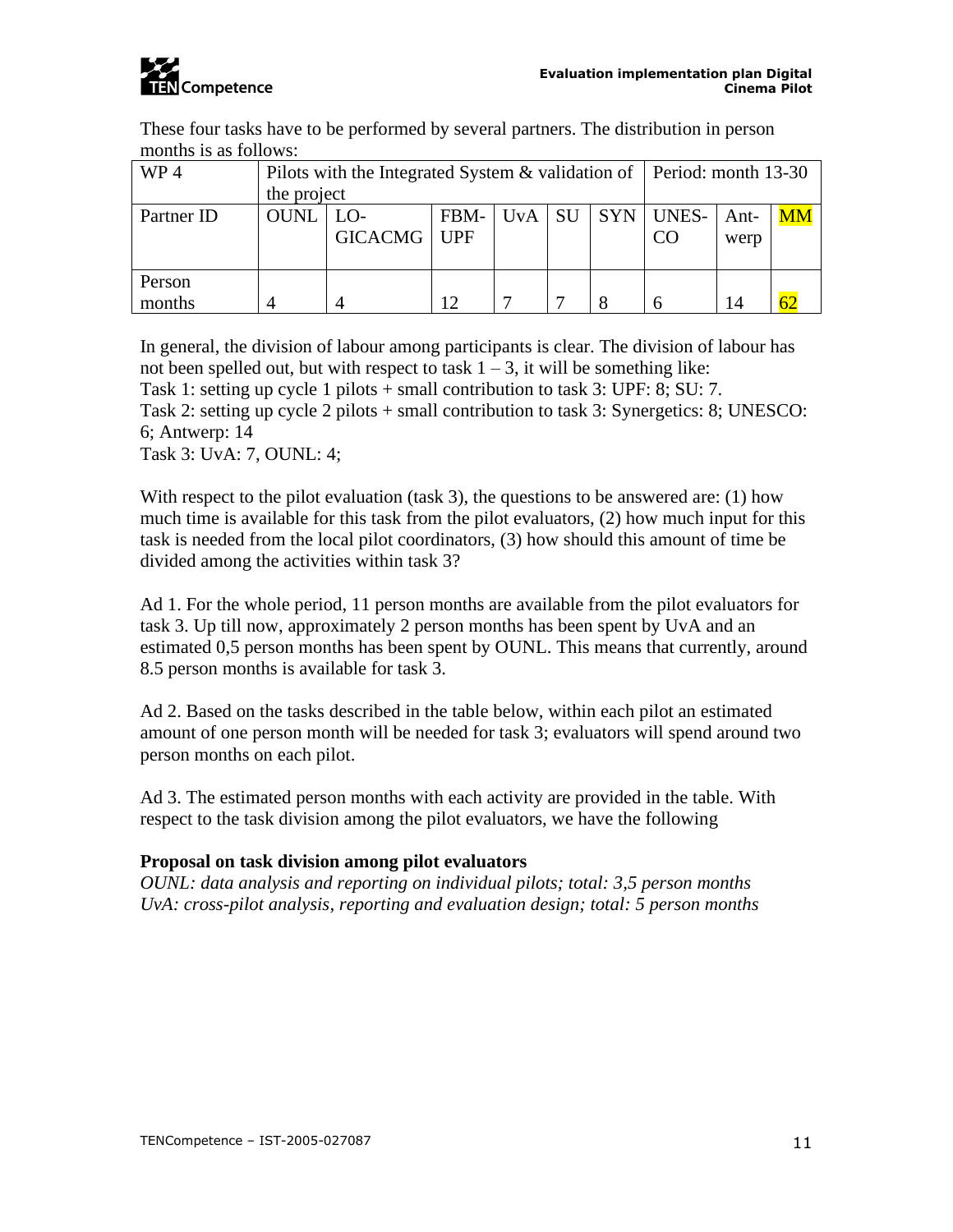These four tasks have to be performed by several partners. The distribution in person months is as follows:

| WP 4 | Pilots with the Integrated System & validation of the project | | | | | | Period: month 13-30 | | |
|---|---|---|---|---|---|---|---|---|---|
| Partner ID | OUNL | LO-GICACMG | FBM-UPF | UvA | SU | SYN | UNES-CO | Ant-werp | MM |
| Person months | 4 | 4 | 12 | 7 | 7 | 8 | 6 | 14 | 62 |

In general, the division of labour among participants is clear. The division of labour has not been spelled out, but with respect to task 1 – 3, it will be something like:
Task 1: setting up cycle 1 pilots + small contribution to task 3: UPF: 8; SU: 7.
Task 2: setting up cycle 2 pilots + small contribution to task 3: Synergetics: 8; UNESCO: 6; Antwerp: 14
Task 3: UvA: 7, OUNL: 4;

With respect to the pilot evaluation (task 3), the questions to be answered are: (1) how much time is available for this task from the pilot evaluators, (2) how much input for this task is needed from the local pilot coordinators, (3) how should this amount of time be divided among the activities within task 3?

Ad 1. For the whole period, 11 person months are available from the pilot evaluators for task 3. Up till now, approximately 2 person months has been spent by UvA and an estimated 0,5 person months has been spent by OUNL. This means that currently, around 8.5 person months is available for task 3.

Ad 2. Based on the tasks described in the table below, within each pilot an estimated amount of one person month will be needed for task 3; evaluators will spend around two person months on each pilot.

Ad 3. The estimated person months with each activity are provided in the table. With respect to the task division among the pilot evaluators, we have the following

**Proposal on task division among pilot evaluators**
*OUNL: data analysis and reporting on individual pilots; total: 3,5 person months*
*UvA: cross-pilot analysis, reporting and evaluation design; total: 5 person months*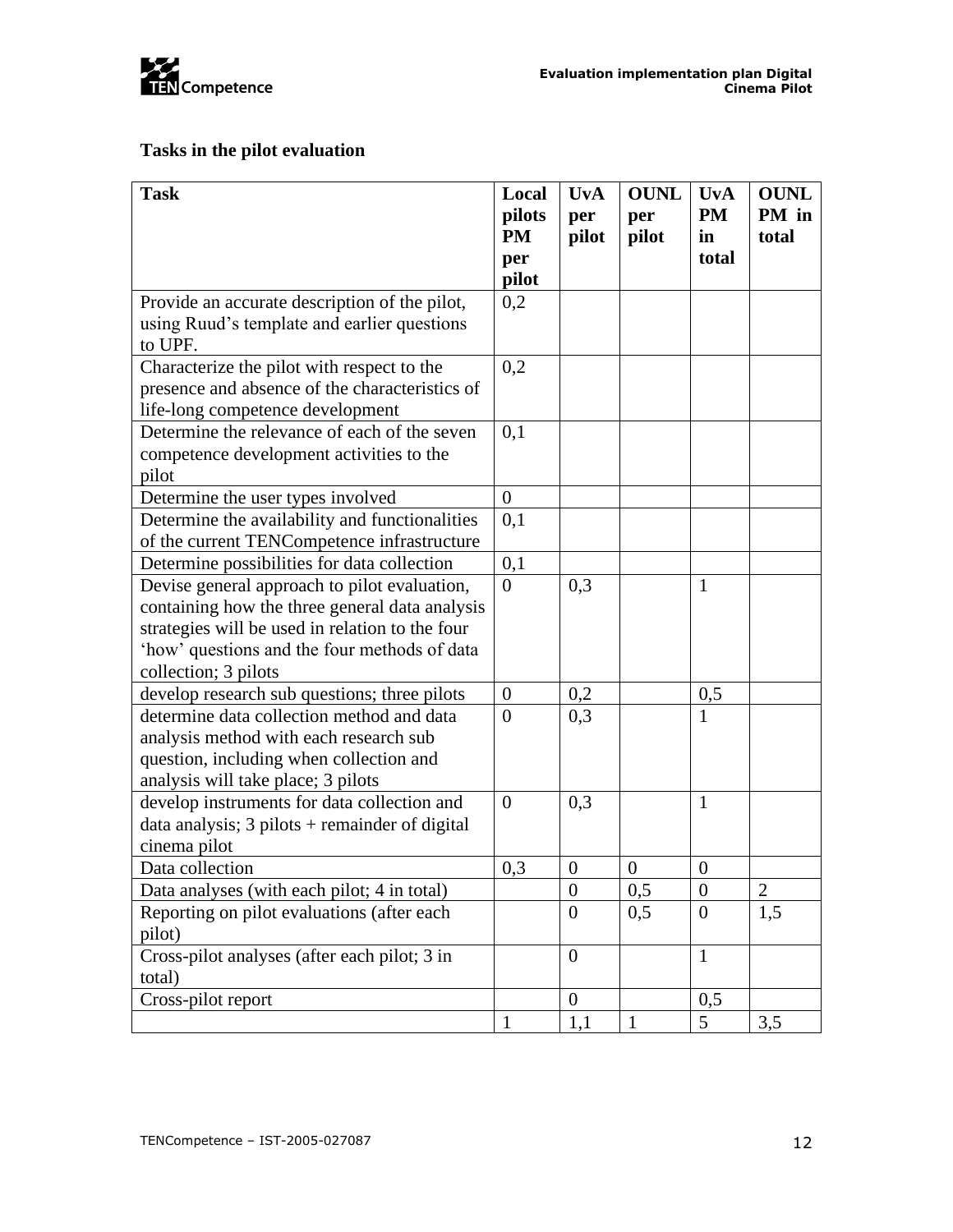**Tasks in the pilot evaluation**

| Task | Local pilots PM per pilot | UvA per pilot | OUNL per pilot | UvA PM in total | OUNL PM in total |
|---|---|---|---|---|---|
| Provide an accurate description of the pilot, using Ruud's template and earlier questions to UPF. | 0,2 | | | | |
| Characterize the pilot with respect to the presence and absence of the characteristics of life-long competence development | 0,2 | | | | |
| Determine the relevance of each of the seven competence development activities to the pilot | 0,1 | | | | |
| Determine the user types involved | 0 | | | | |
| Determine the availability and functionalities of the current TENCompetence infrastructure | 0,1 | | | | |
| Determine possibilities for data collection | 0,1 | | | | |
| Devise general approach to pilot evaluation, containing how the three general data analysis strategies will be used in relation to the four 'how' questions and the four methods of data collection; 3 pilots | 0 | 0,3 | | 1 | |
| develop research sub questions; three pilots | 0 | 0,2 | | 0,5 | |
| determine data collection method and data analysis method with each research sub question, including when collection and analysis will take place; 3 pilots | 0 | 0,3 | | 1 | |
| develop instruments for data collection and data analysis; 3 pilots + remainder of digital cinema pilot | 0 | 0,3 | | 1 | |
| Data collection | 0,3 | 0 | 0 | 0 | |
| Data analyses (with each pilot; 4 in total) | | 0 | 0,5 | 0 | 2 |
| Reporting on pilot evaluations (after each pilot) | | 0 | 0,5 | 0 | 1,5 |
| Cross-pilot analyses (after each pilot; 3 in total) | | 0 | | 1 | |
| Cross-pilot report | | 0 | | 0,5 | |
| | 1 | 1,1 | 1 | 5 | 3,5 |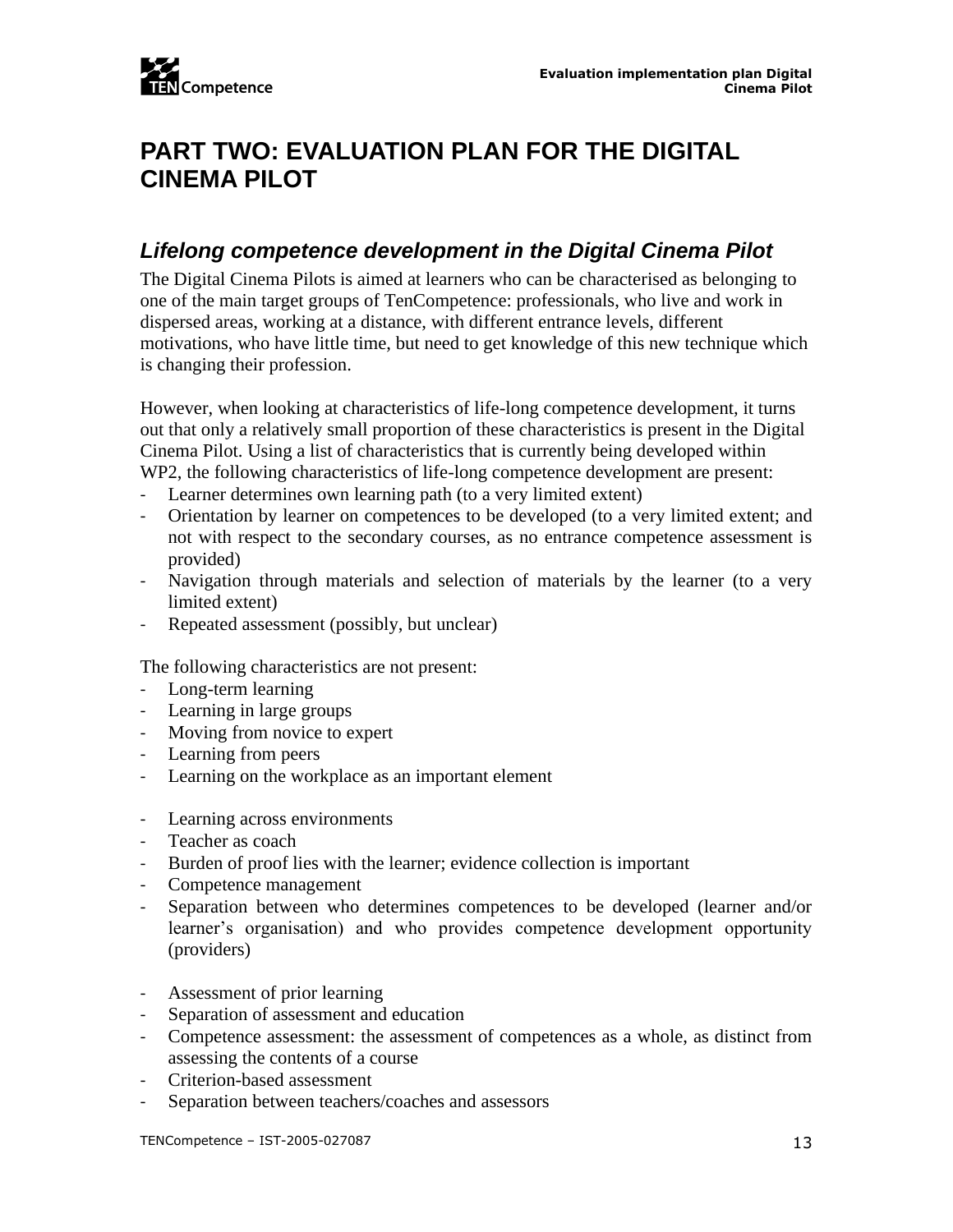# PART TWO: EVALUATION PLAN FOR THE DIGITAL CINEMA PILOT

## *Lifelong competence development in the Digital Cinema Pilot*

The Digital Cinema Pilots is aimed at learners who can be characterised as belonging to one of the main target groups of TenCompetence: professionals, who live and work in dispersed areas, working at a distance, with different entrance levels, different motivations, who have little time, but need to get knowledge of this new technique which is changing their profession.

However, when looking at characteristics of life-long competence development, it turns out that only a relatively small proportion of these characteristics is present in the Digital Cinema Pilot. Using a list of characteristics that is currently being developed within WP2, the following characteristics of life-long competence development are present:

- Learner determines own learning path (to a very limited extent)
- Orientation by learner on competences to be developed (to a very limited extent; and not with respect to the secondary courses, as no entrance competence assessment is provided)
- Navigation through materials and selection of materials by the learner (to a very limited extent)
- Repeated assessment (possibly, but unclear)

The following characteristics are not present:

- Long-term learning
- Learning in large groups
- Moving from novice to expert
- Learning from peers
- Learning on the workplace as an important element

- Learning across environments
- Teacher as coach
- Burden of proof lies with the learner; evidence collection is important
- Competence management
- Separation between who determines competences to be developed (learner and/or learner's organisation) and who provides competence development opportunity (providers)

- Assessment of prior learning
- Separation of assessment and education
- Competence assessment: the assessment of competences as a whole, as distinct from assessing the contents of a course
- Criterion-based assessment
- Separation between teachers/coaches and assessors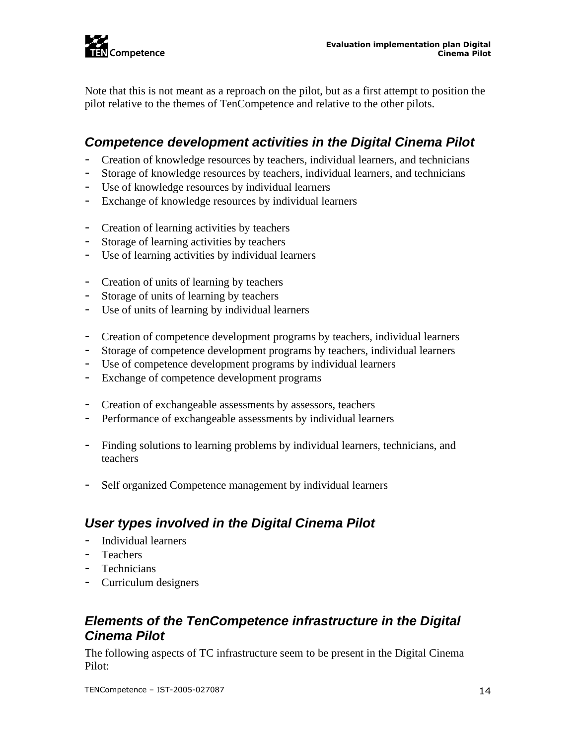Note that this is not meant as a reproach on the pilot, but as a first attempt to position the pilot relative to the themes of TenCompetence and relative to the other pilots.

### *Competence development activities in the Digital Cinema Pilot*

- Creation of knowledge resources by teachers, individual learners, and technicians
- Storage of knowledge resources by teachers, individual learners, and technicians
- Use of knowledge resources by individual learners
- Exchange of knowledge resources by individual learners

- Creation of learning activities by teachers
- Storage of learning activities by teachers
- Use of learning activities by individual learners

- Creation of units of learning by teachers
- Storage of units of learning by teachers
- Use of units of learning by individual learners

- Creation of competence development programs by teachers, individual learners
- Storage of competence development programs by teachers, individual learners
- Use of competence development programs by individual learners
- Exchange of competence development programs

- Creation of exchangeable assessments by assessors, teachers
- Performance of exchangeable assessments by individual learners

- Finding solutions to learning problems by individual learners, technicians, and teachers

- Self organized Competence management by individual learners

### *User types involved in the Digital Cinema Pilot*

- Individual learners
- Teachers
- Technicians
- Curriculum designers

### *Elements of the TenCompetence infrastructure in the Digital Cinema Pilot*

The following aspects of TC infrastructure seem to be present in the Digital Cinema Pilot: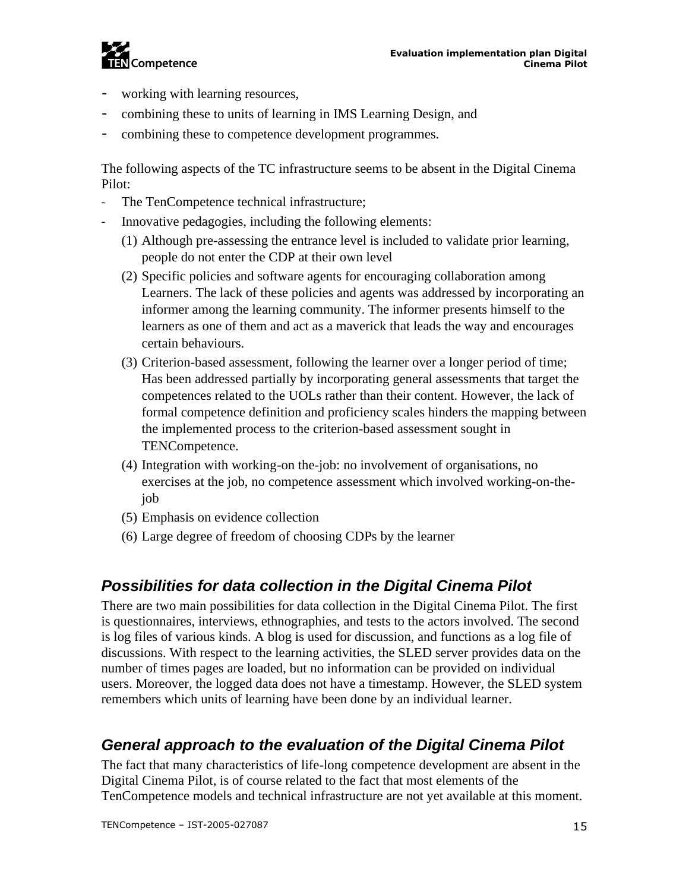- working with learning resources,
- combining these to units of learning in IMS Learning Design, and
- combining these to competence development programmes.

The following aspects of the TC infrastructure seems to be absent in the Digital Cinema Pilot:

- The TenCompetence technical infrastructure;
- Innovative pedagogies, including the following elements:
  1. Although pre-assessing the entrance level is included to validate prior learning, people do not enter the CDP at their own level
  2. Specific policies and software agents for encouraging collaboration among Learners. The lack of these policies and agents was addressed by incorporating an informer among the learning community. The informer presents himself to the learners as one of them and act as a maverick that leads the way and encourages certain behaviours.
  3. Criterion-based assessment, following the learner over a longer period of time; Has been addressed partially by incorporating general assessments that target the competences related to the UOLs rather than their content. However, the lack of formal competence definition and proficiency scales hinders the mapping between the implemented process to the criterion-based assessment sought in TENCompetence.
  4. Integration with working-on the-job: no involvement of organisations, no exercises at the job, no competence assessment which involved working-on-the-job
  5. Emphasis on evidence collection
  6. Large degree of freedom of choosing CDPs by the learner

## *Possibilities for data collection in the Digital Cinema Pilot*

There are two main possibilities for data collection in the Digital Cinema Pilot. The first is questionnaires, interviews, ethnographies, and tests to the actors involved. The second is log files of various kinds. A blog is used for discussion, and functions as a log file of discussions. With respect to the learning activities, the SLED server provides data on the number of times pages are loaded, but no information can be provided on individual users. Moreover, the logged data does not have a timestamp. However, the SLED system remembers which units of learning have been done by an individual learner.

## *General approach to the evaluation of the Digital Cinema Pilot*

The fact that many characteristics of life-long competence development are absent in the Digital Cinema Pilot, is of course related to the fact that most elements of the TenCompetence models and technical infrastructure are not yet available at this moment.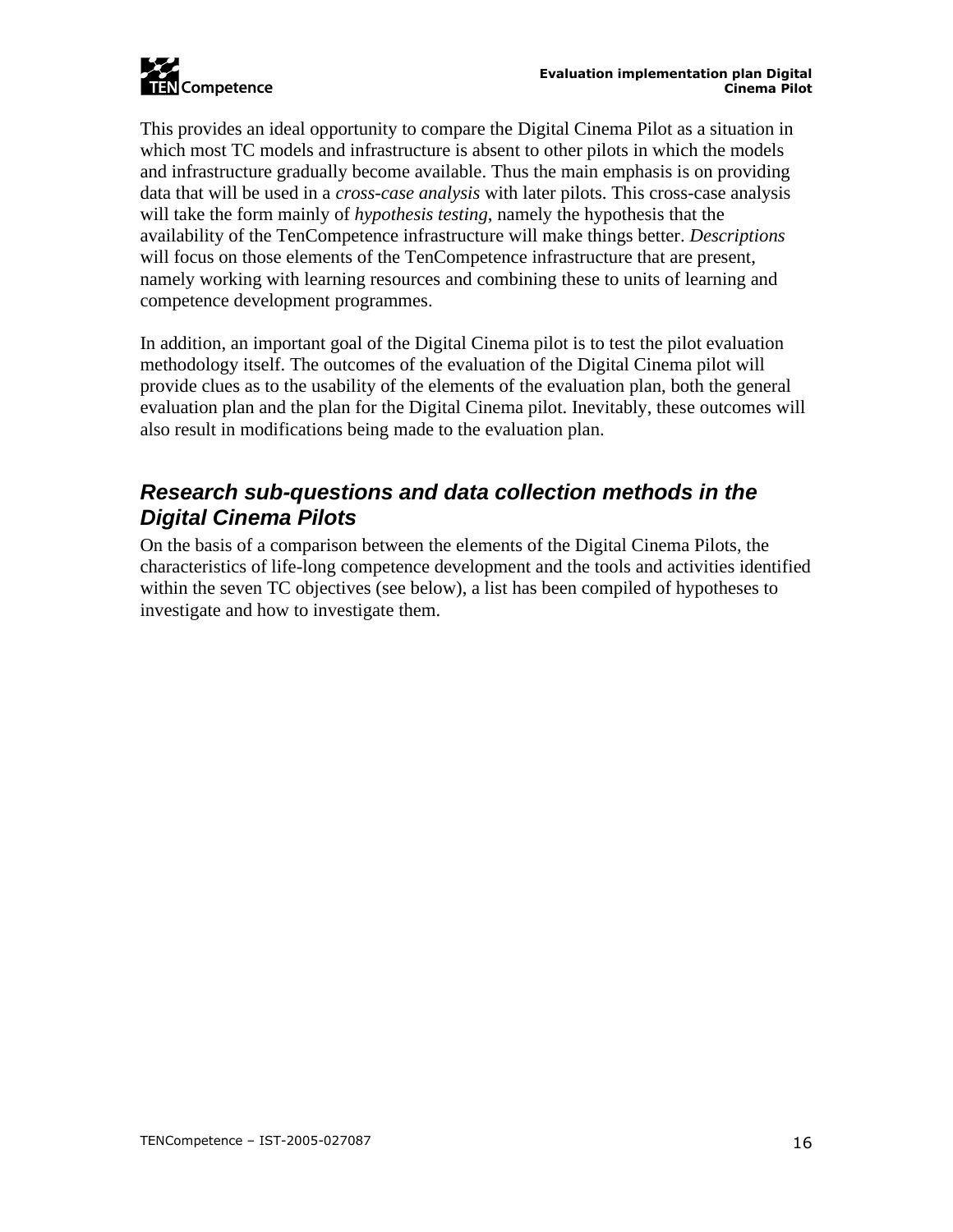This provides an ideal opportunity to compare the Digital Cinema Pilot as a situation in which most TC models and infrastructure is absent to other pilots in which the models and infrastructure gradually become available. Thus the main emphasis is on providing data that will be used in a *cross-case analysis* with later pilots. This cross-case analysis will take the form mainly of *hypothesis testing*, namely the hypothesis that the availability of the TenCompetence infrastructure will make things better. *Descriptions* will focus on those elements of the TenCompetence infrastructure that are present, namely working with learning resources and combining these to units of learning and competence development programmes.

In addition, an important goal of the Digital Cinema pilot is to test the pilot evaluation methodology itself. The outcomes of the evaluation of the Digital Cinema pilot will provide clues as to the usability of the elements of the evaluation plan, both the general evaluation plan and the plan for the Digital Cinema pilot. Inevitably, these outcomes will also result in modifications being made to the evaluation plan.

## *Research sub-questions and data collection methods in the Digital Cinema Pilots*

On the basis of a comparison between the elements of the Digital Cinema Pilots, the characteristics of life-long competence development and the tools and activities identified within the seven TC objectives (see below), a list has been compiled of hypotheses to investigate and how to investigate them.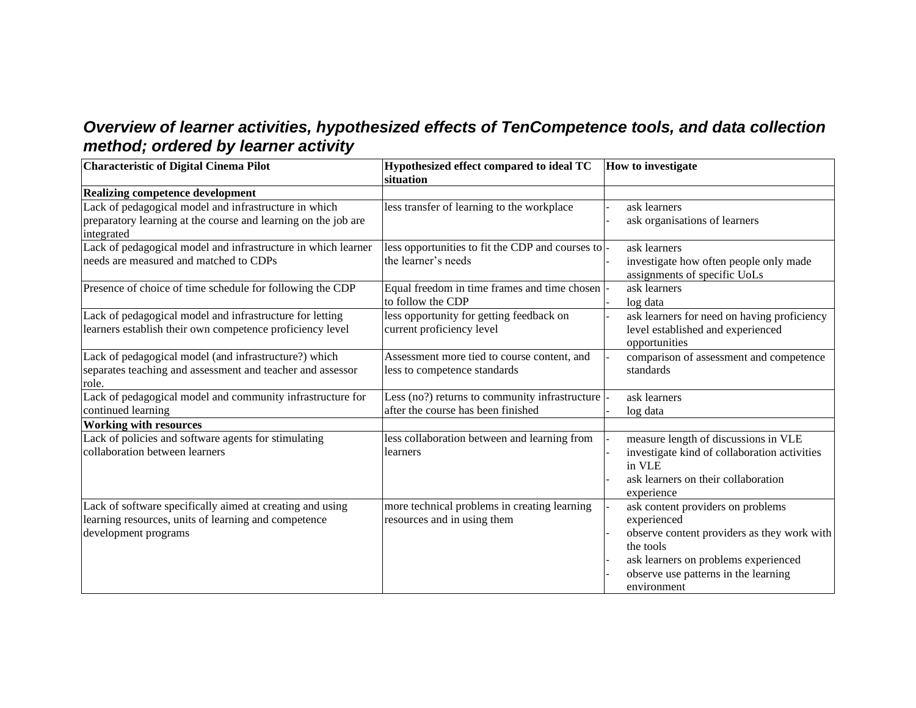***Overview of learner activities, hypothesized effects of TenCompetence tools, and data collection method; ordered by learner activity***

| **Characteristic of Digital Cinema Pilot** | **Hypothesized effect compared to ideal TC situation** | **How to investigate** |
|---|---|---|
| **Realizing competence development** | | |
| Lack of pedagogical model and infrastructure in which preparatory learning at the course and learning on the job are integrated | less transfer of learning to the workplace | - ask learners<br>- ask organisations of learners |
| Lack of pedagogical model and infrastructure in which learner needs are measured and matched to CDPs | less opportunities to fit the CDP and courses to the learner's needs | - ask learners<br>- investigate how often people only made assignments of specific UoLs |
| Presence of choice of time schedule for following the CDP | Equal freedom in time frames and time chosen to follow the CDP | - ask learners<br>- log data |
| Lack of pedagogical model and infrastructure for letting learners establish their own competence proficiency level | less opportunity for getting feedback on current proficiency level | - ask learners for need on having proficiency level established and experienced opportunities |
| Lack of pedagogical model (and infrastructure?) which separates teaching and assessment and teacher and assessor role. | Assessment more tied to course content, and less to competence standards | - comparison of assessment and competence standards |
| Lack of pedagogical model and community infrastructure for continued learning | Less (no?) returns to community infrastructure after the course has been finished | - ask learners<br>- log data |
| **Working with resources** | | |
| Lack of policies and software agents for stimulating collaboration between learners | less collaboration between and learning from learners | - measure length of discussions in VLE<br>- investigate kind of collaboration activities in VLE<br>- ask learners on their collaboration experience |
| Lack of software specifically aimed at creating and using learning resources, units of learning and competence development programs | more technical problems in creating learning resources and in using them | - ask content providers on problems experienced<br>- observe content providers as they work with the tools<br>- ask learners on problems experienced<br>- observe use patterns in the learning environment |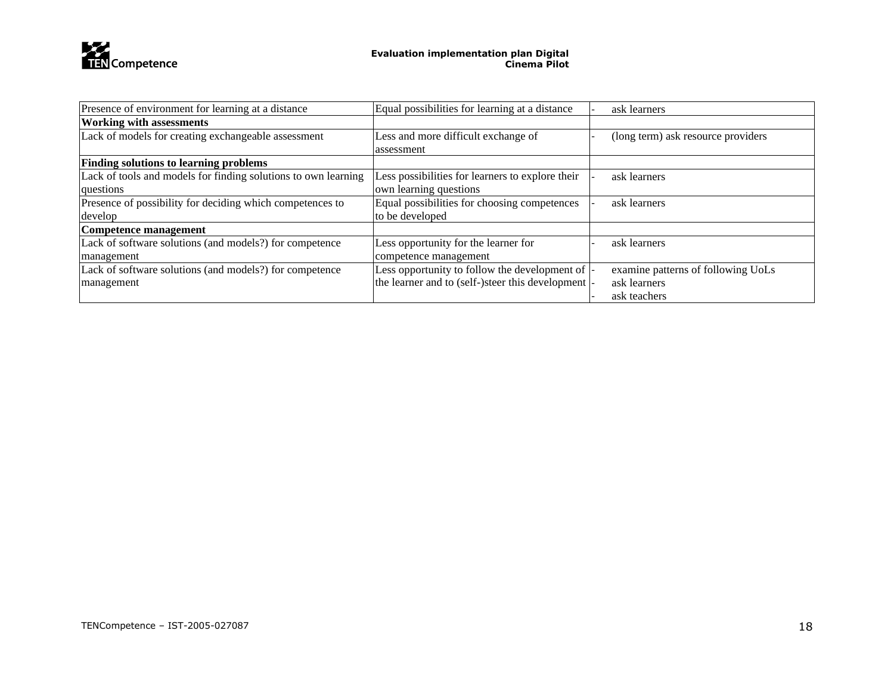| | | |
|---|---|---|
| Presence of environment for learning at a distance | Equal possibilities for learning at a distance | - ask learners |
| **Working with assessments** | | |
| Lack of models for creating exchangeable assessment | Less and more difficult exchange of assessment | - (long term) ask resource providers |
| **Finding solutions to learning problems** | | |
| Lack of tools and models for finding solutions to own learning questions | Less possibilities for learners to explore their own learning questions | - ask learners |
| Presence of possibility for deciding which competences to develop | Equal possibilities for choosing competences to be developed | - ask learners |
| **Competence management** | | |
| Lack of software solutions (and models?) for competence management | Less opportunity for the learner for competence management | - ask learners |
| Lack of software solutions (and models?) for competence management | Less opportunity to follow the development of the learner and to (self-)steer this development | - examine patterns of following UoLs<br>- ask learners<br>- ask teachers |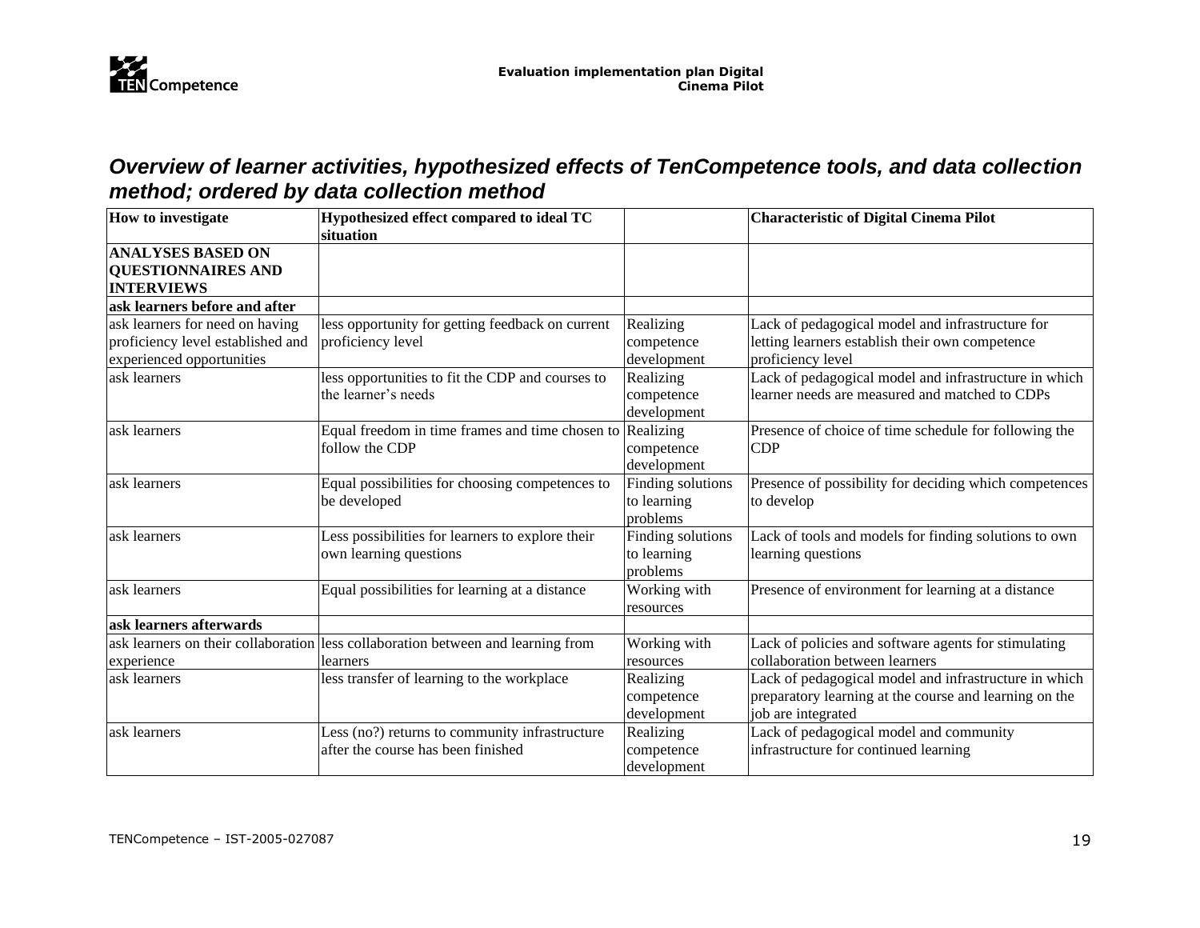### *Overview of learner activities, hypothesized effects of TenCompetence tools, and data collection method; ordered by data collection method*

| How to investigate | Hypothesized effect compared to ideal TC situation | | Characteristic of Digital Cinema Pilot |
|---|---|---|---|
| **ANALYSES BASED ON QUESTIONNAIRES AND INTERVIEWS** | | | |
| **ask learners before and after** | | | |
| ask learners for need on having proficiency level established and experienced opportunities | less opportunity for getting feedback on current proficiency level | Realizing competence development | Lack of pedagogical model and infrastructure for letting learners establish their own competence proficiency level |
| ask learners | less opportunities to fit the CDP and courses to the learner's needs | Realizing competence development | Lack of pedagogical model and infrastructure in which learner needs are measured and matched to CDPs |
| ask learners | Equal freedom in time frames and time chosen to follow the CDP | Realizing competence development | Presence of choice of time schedule for following the CDP |
| ask learners | Equal possibilities for choosing competences to be developed | Finding solutions to learning problems | Presence of possibility for deciding which competences to develop |
| ask learners | Less possibilities for learners to explore their own learning questions | Finding solutions to learning problems | Lack of tools and models for finding solutions to own learning questions |
| ask learners | Equal possibilities for learning at a distance | Working with resources | Presence of environment for learning at a distance |
| **ask learners afterwards** | | | |
| ask learners on their collaboration experience | less collaboration between and learning from learners | Working with resources | Lack of policies and software agents for stimulating collaboration between learners |
| ask learners | less transfer of learning to the workplace | Realizing competence development | Lack of pedagogical model and infrastructure in which preparatory learning at the course and learning on the job are integrated |
| ask learners | Less (no?) returns to community infrastructure after the course has been finished | Realizing competence development | Lack of pedagogical model and community infrastructure for continued learning |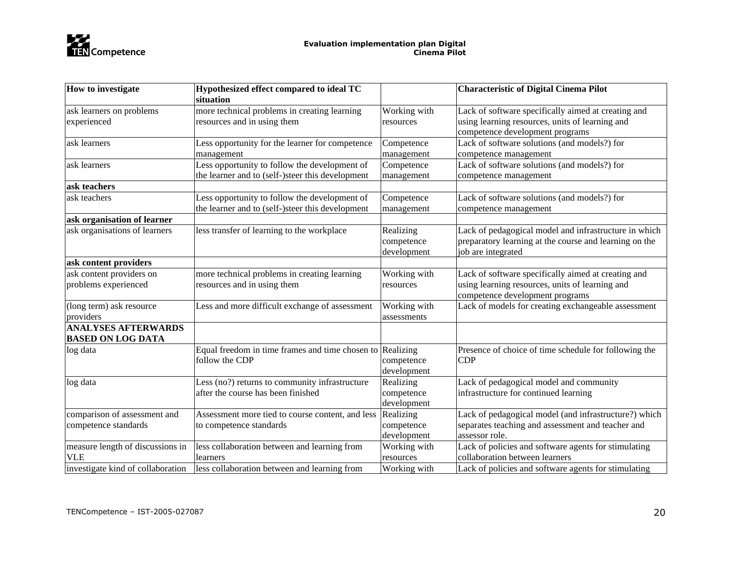| How to investigate | Hypothesized effect compared to ideal TC situation | | Characteristic of Digital Cinema Pilot |
|---|---|---|---|
| ask learners on problems experienced | more technical problems in creating learning resources and in using them | Working with resources | Lack of software specifically aimed at creating and using learning resources, units of learning and competence development programs |
| ask learners | Less opportunity for the learner for competence management | Competence management | Lack of software solutions (and models?) for competence management |
| ask learners | Less opportunity to follow the development of the learner and to (self-)steer this development | Competence management | Lack of software solutions (and models?) for competence management |
| **ask teachers** | | | |
| ask teachers | Less opportunity to follow the development of the learner and to (self-)steer this development | Competence management | Lack of software solutions (and models?) for competence management |
| **ask organisation of learner** | | | |
| ask organisations of learners | less transfer of learning to the workplace | Realizing competence development | Lack of pedagogical model and infrastructure in which preparatory learning at the course and learning on the job are integrated |
| **ask content providers** | | | |
| ask content providers on problems experienced | more technical problems in creating learning resources and in using them | Working with resources | Lack of software specifically aimed at creating and using learning resources, units of learning and competence development programs |
| (long term) ask resource providers | Less and more difficult exchange of assessment | Working with assessments | Lack of models for creating exchangeable assessment |
| **ANALYSES AFTERWARDS BASED ON LOG DATA** | | | |
| log data | Equal freedom in time frames and time chosen to follow the CDP | Realizing competence development | Presence of choice of time schedule for following the CDP |
| log data | Less (no?) returns to community infrastructure after the course has been finished | Realizing competence development | Lack of pedagogical model and community infrastructure for continued learning |
| comparison of assessment and competence standards | Assessment more tied to course content, and less to competence standards | Realizing competence development | Lack of pedagogical model (and infrastructure?) which separates teaching and assessment and teacher and assessor role. |
| measure length of discussions in VLE | less collaboration between and learning from learners | Working with resources | Lack of policies and software agents for stimulating collaboration between learners |
| investigate kind of collaboration | less collaboration between and learning from | Working with | Lack of policies and software agents for stimulating |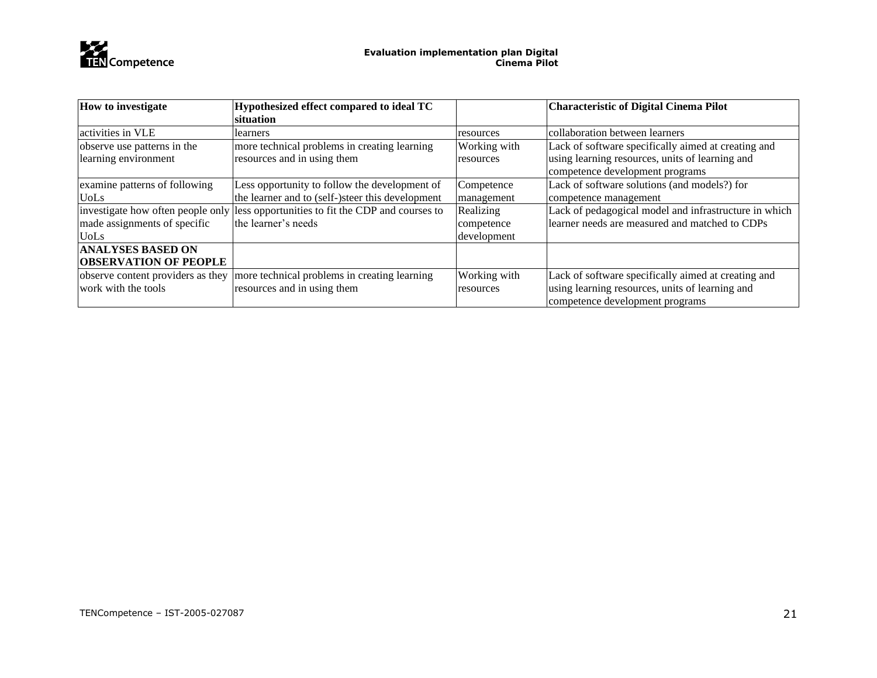| How to investigate | Hypothesized effect compared to ideal TC situation | | Characteristic of Digital Cinema Pilot |
|---|---|---|---|
| activities in VLE | learners | resources | collaboration between learners |
| observe use patterns in the learning environment | more technical problems in creating learning resources and in using them | Working with resources | Lack of software specifically aimed at creating and using learning resources, units of learning and competence development programs |
| examine patterns of following UoLs | Less opportunity to follow the development of the learner and to (self-)steer this development | Competence management | Lack of software solutions (and models?) for competence management |
| investigate how often people only made assignments of specific UoLs | less opportunities to fit the CDP and courses to the learner's needs | Realizing competence development | Lack of pedagogical model and infrastructure in which learner needs are measured and matched to CDPs |
| **ANALYSES BASED ON OBSERVATION OF PEOPLE** | | | |
| observe content providers as they work with the tools | more technical problems in creating learning resources and in using them | Working with resources | Lack of software specifically aimed at creating and using learning resources, units of learning and competence development programs |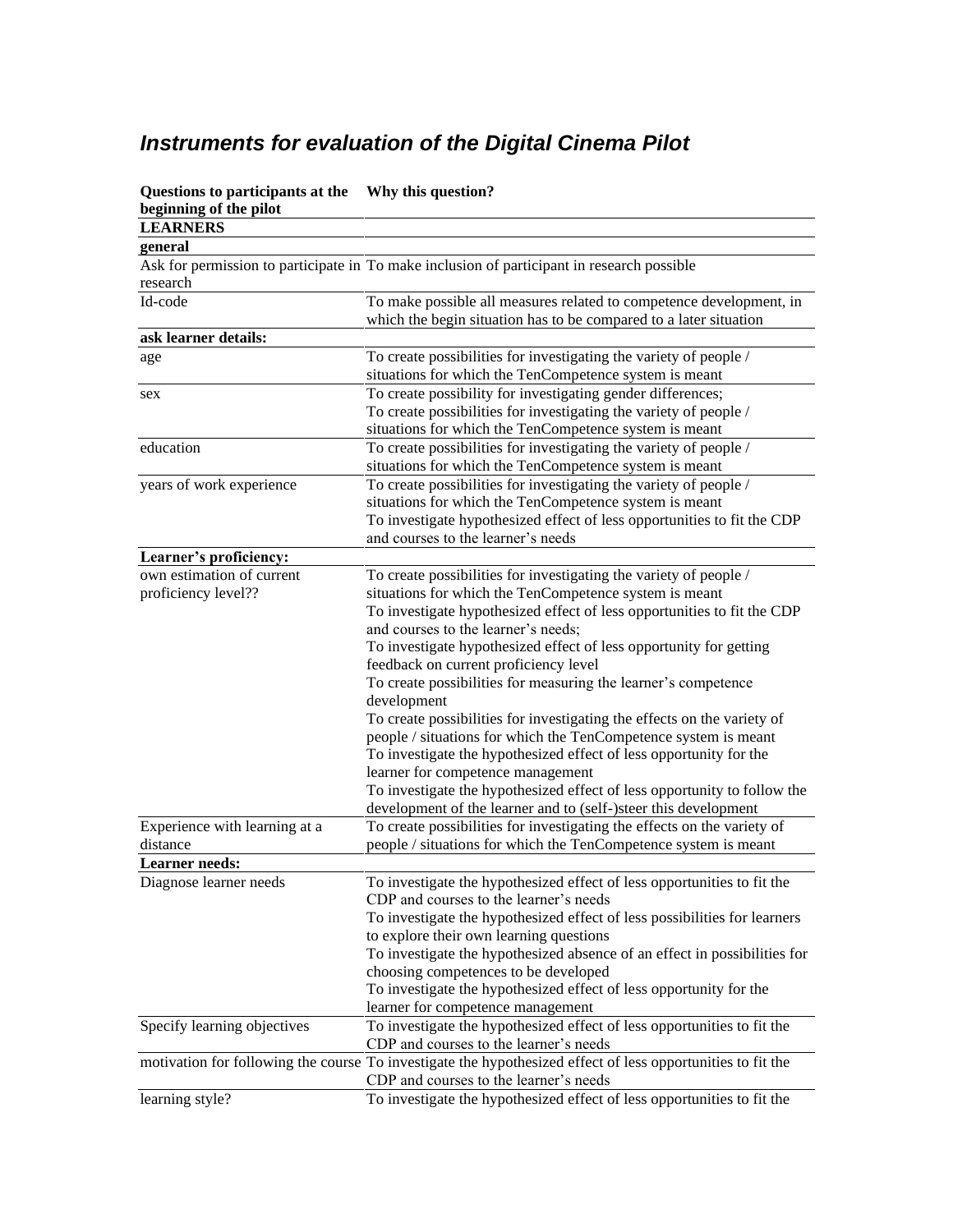## *Instruments for evaluation of the Digital Cinema Pilot*

| Questions to participants at the beginning of the pilot | Why this question? |
|---|---|
| **LEARNERS** | |
| **general** | |
| Ask for permission to participate in research | To make inclusion of participant in research possible |
| Id-code | To make possible all measures related to competence development, in which the begin situation has to be compared to a later situation |
| **ask learner details:** | |
| age | To create possibilities for investigating the variety of people / situations for which the TenCompetence system is meant |
| sex | To create possibility for investigating gender differences;<br>To create possibilities for investigating the variety of people / situations for which the TenCompetence system is meant |
| education | To create possibilities for investigating the variety of people / situations for which the TenCompetence system is meant |
| years of work experience | To create possibilities for investigating the variety of people / situations for which the TenCompetence system is meant<br>To investigate hypothesized effect of less opportunities to fit the CDP and courses to the learner's needs |
| **Learner's proficiency:** | |
| own estimation of current proficiency level?? | To create possibilities for investigating the variety of people / situations for which the TenCompetence system is meant<br>To investigate hypothesized effect of less opportunities to fit the CDP and courses to the learner's needs;<br>To investigate hypothesized effect of less opportunity for getting feedback on current proficiency level<br>To create possibilities for measuring the learner's competence development<br>To create possibilities for investigating the effects on the variety of people / situations for which the TenCompetence system is meant<br>To investigate the hypothesized effect of less opportunity for the learner for competence management<br>To investigate the hypothesized effect of less opportunity to follow the development of the learner and to (self-)steer this development |
| Experience with learning at a distance | To create possibilities for investigating the effects on the variety of people / situations for which the TenCompetence system is meant |
| **Learner needs:** | |
| Diagnose learner needs | To investigate the hypothesized effect of less opportunities to fit the CDP and courses to the learner's needs<br>To investigate the hypothesized effect of less possibilities for learners to explore their own learning questions<br>To investigate the hypothesized absence of an effect in possibilities for choosing competences to be developed<br>To investigate the hypothesized effect of less opportunity for the learner for competence management |
| Specify learning objectives | To investigate the hypothesized effect of less opportunities to fit the CDP and courses to the learner's needs |
| motivation for following the course | To investigate the hypothesized effect of less opportunities to fit the CDP and courses to the learner's needs |
| learning style? | To investigate the hypothesized effect of less opportunities to fit the |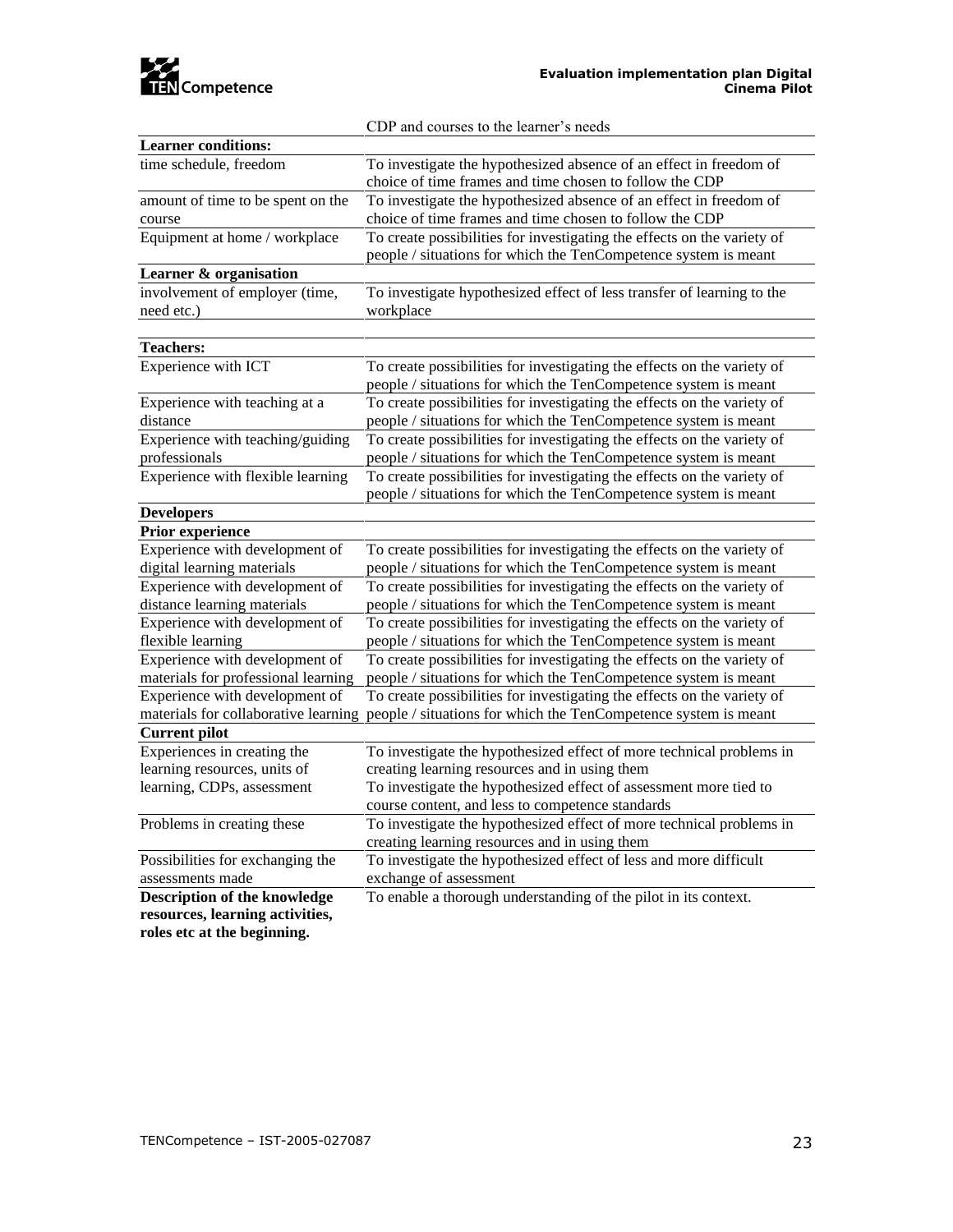| | CDP and courses to the learner's needs |
|---|---|
| **Learner conditions:** | |
| time schedule, freedom | To investigate the hypothesized absence of an effect in freedom of choice of time frames and time chosen to follow the CDP |
| amount of time to be spent on the course | To investigate the hypothesized absence of an effect in freedom of choice of time frames and time chosen to follow the CDP |
| Equipment at home / workplace | To create possibilities for investigating the effects on the variety of people / situations for which the TenCompetence system is meant |
| **Learner & organisation** | |
| involvement of employer (time, need etc.) | To investigate hypothesized effect of less transfer of learning to the workplace |
| | |
| **Teachers:** | |
| Experience with ICT | To create possibilities for investigating the effects on the variety of people / situations for which the TenCompetence system is meant |
| Experience with teaching at a distance | To create possibilities for investigating the effects on the variety of people / situations for which the TenCompetence system is meant |
| Experience with teaching/guiding professionals | To create possibilities for investigating the effects on the variety of people / situations for which the TenCompetence system is meant |
| Experience with flexible learning | To create possibilities for investigating the effects on the variety of people / situations for which the TenCompetence system is meant |
| **Developers** | |
| **Prior experience** | |
| Experience with development of digital learning materials | To create possibilities for investigating the effects on the variety of people / situations for which the TenCompetence system is meant |
| Experience with development of distance learning materials | To create possibilities for investigating the effects on the variety of people / situations for which the TenCompetence system is meant |
| Experience with development of flexible learning | To create possibilities for investigating the effects on the variety of people / situations for which the TenCompetence system is meant |
| Experience with development of materials for professional learning | To create possibilities for investigating the effects on the variety of people / situations for which the TenCompetence system is meant |
| Experience with development of materials for collaborative learning | To create possibilities for investigating the effects on the variety of people / situations for which the TenCompetence system is meant |
| **Current pilot** | |
| Experiences in creating the learning resources, units of learning, CDPs, assessment | To investigate the hypothesized effect of more technical problems in creating learning resources and in using them<br>To investigate the hypothesized effect of assessment more tied to course content, and less to competence standards |
| Problems in creating these | To investigate the hypothesized effect of more technical problems in creating learning resources and in using them |
| Possibilities for exchanging the assessments made | To investigate the hypothesized effect of less and more difficult exchange of assessment |
| **Description of the knowledge resources, learning activities, roles etc at the beginning.** | To enable a thorough understanding of the pilot in its context. |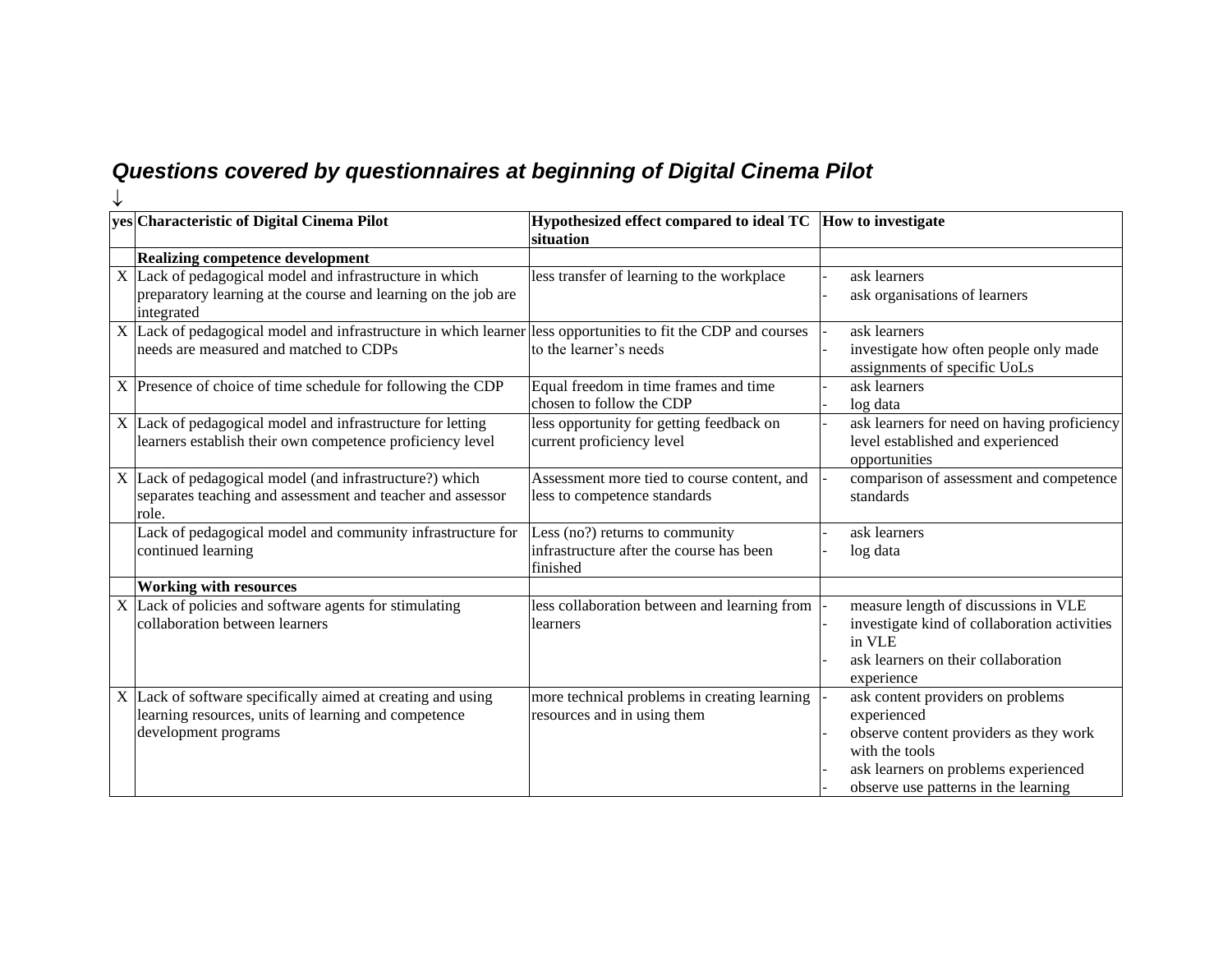***Questions covered by questionnaires at beginning of Digital Cinema Pilot***

↓

| yes | Characteristic of Digital Cinema Pilot | Hypothesized effect compared to ideal TC situation | How to investigate |
|---|---|---|---|
| | **Realizing competence development** | | |
| X | Lack of pedagogical model and infrastructure in which preparatory learning at the course and learning on the job are integrated | less transfer of learning to the workplace | - ask learners<br>- ask organisations of learners |
| X | Lack of pedagogical model and infrastructure in which learner needs are measured and matched to CDPs | less opportunities to fit the CDP and courses to the learner's needs | - ask learners<br>- investigate how often people only made assignments of specific UoLs |
| X | Presence of choice of time schedule for following the CDP | Equal freedom in time frames and time chosen to follow the CDP | - ask learners<br>- log data |
| X | Lack of pedagogical model and infrastructure for letting learners establish their own competence proficiency level | less opportunity for getting feedback on current proficiency level | - ask learners for need on having proficiency level established and experienced opportunities |
| X | Lack of pedagogical model (and infrastructure?) which separates teaching and assessment and teacher and assessor role. | Assessment more tied to course content, and less to competence standards | - comparison of assessment and competence standards |
| | Lack of pedagogical model and community infrastructure for continued learning | Less (no?) returns to community infrastructure after the course has been finished | - ask learners<br>- log data |
| | **Working with resources** | | |
| X | Lack of policies and software agents for stimulating collaboration between learners | less collaboration between and learning from learners | - measure length of discussions in VLE<br>- investigate kind of collaboration activities in VLE<br>- ask learners on their collaboration experience |
| X | Lack of software specifically aimed at creating and using learning resources, units of learning and competence development programs | more technical problems in creating learning resources and in using them | - ask content providers on problems experienced<br>- observe content providers as they work with the tools<br>- ask learners on problems experienced<br>- observe use patterns in the learning |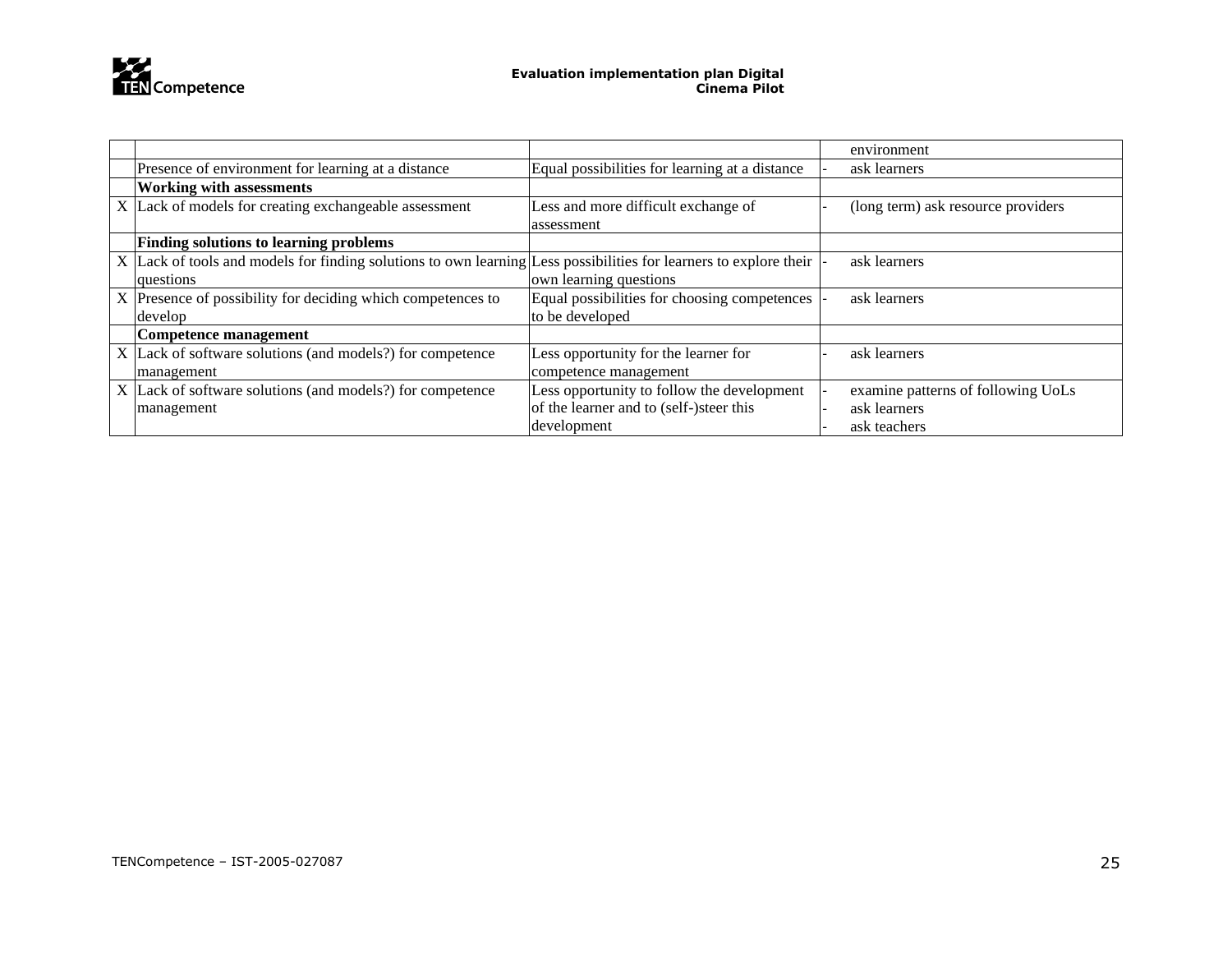| | | | |
|---|---|---|---|
| | | | environment |
| | Presence of environment for learning at a distance | Equal possibilities for learning at a distance | - ask learners |
| | **Working with assessments** | | |
| X | Lack of models for creating exchangeable assessment | Less and more difficult exchange of assessment | - (long term) ask resource providers |
| | **Finding solutions to learning problems** | | |
| X | Lack of tools and models for finding solutions to own learning questions | Less possibilities for learners to explore their own learning questions | - ask learners |
| X | Presence of possibility for deciding which competences to develop | Equal possibilities for choosing competences to be developed | - ask learners |
| | **Competence management** | | |
| X | Lack of software solutions (and models?) for competence management | Less opportunity for the learner for competence management | - ask learners |
| X | Lack of software solutions (and models?) for competence management | Less opportunity to follow the development of the learner and to (self-)steer this development | - examine patterns of following UoLs<br>- ask learners<br>- ask teachers |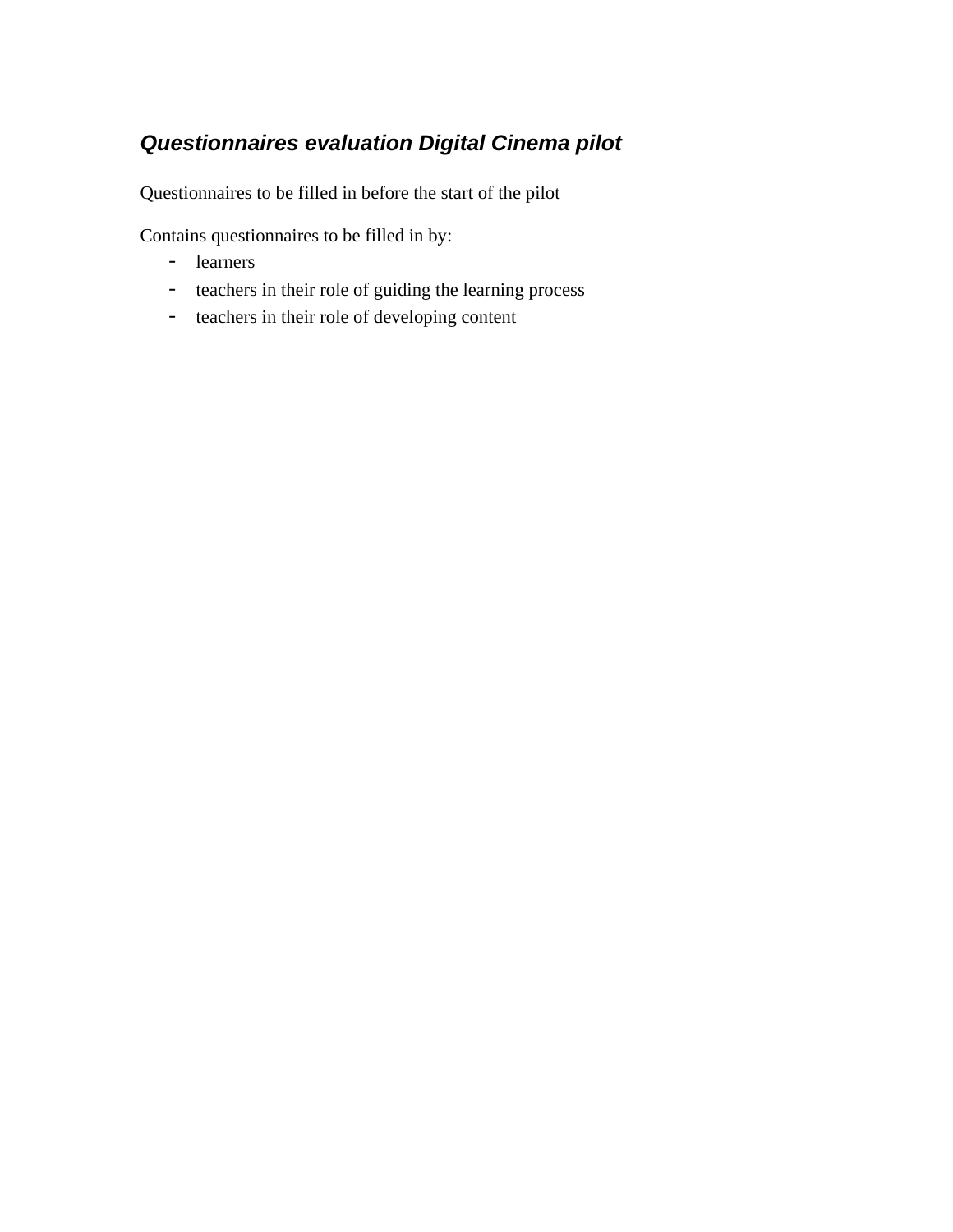## *Questionnaires evaluation Digital Cinema pilot*

Questionnaires to be filled in before the start of the pilot

Contains questionnaires to be filled in by:

- learners
- teachers in their role of guiding the learning process
- teachers in their role of developing content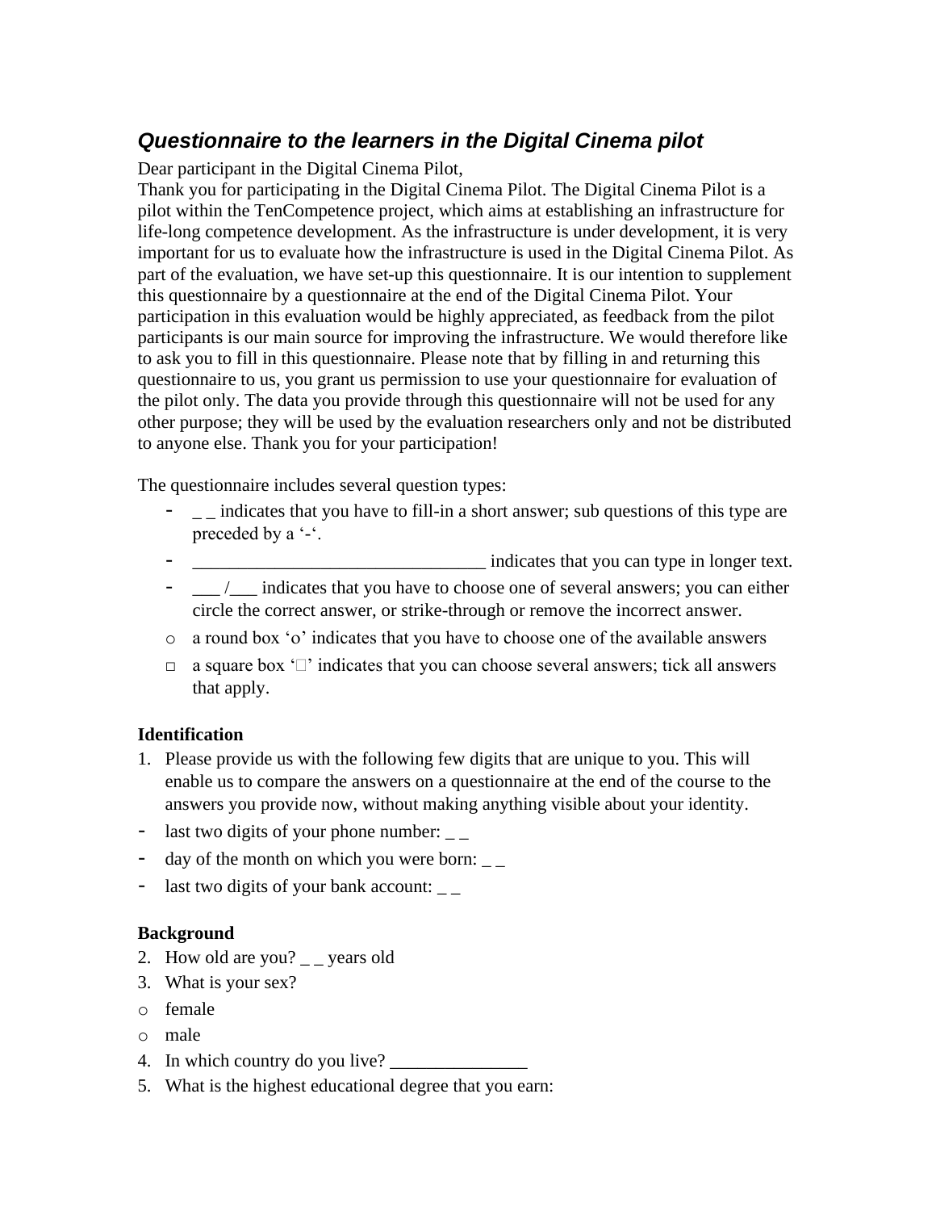## *Questionnaire to the learners in the Digital Cinema pilot*

Dear participant in the Digital Cinema Pilot,

Thank you for participating in the Digital Cinema Pilot. The Digital Cinema Pilot is a pilot within the TenCompetence project, which aims at establishing an infrastructure for life-long competence development. As the infrastructure is under development, it is very important for us to evaluate how the infrastructure is used in the Digital Cinema Pilot. As part of the evaluation, we have set-up this questionnaire. It is our intention to supplement this questionnaire by a questionnaire at the end of the Digital Cinema Pilot. Your participation in this evaluation would be highly appreciated, as feedback from the pilot participants is our main source for improving the infrastructure. We would therefore like to ask you to fill in this questionnaire. Please note that by filling in and returning this questionnaire to us, you grant us permission to use your questionnaire for evaluation of the pilot only. The data you provide through this questionnaire will not be used for any other purpose; they will be used by the evaluation researchers only and not be distributed to anyone else. Thank you for your participation!

The questionnaire includes several question types:

- _ _ indicates that you have to fill-in a short answer; sub questions of this type are preceded by a '-'.
- ________________________________ indicates that you can type in longer text.
- ___ /___ indicates that you have to choose one of several answers; you can either circle the correct answer, or strike-through or remove the incorrect answer.
- o a round box 'o' indicates that you have to choose one of the available answers
- □ a square box '□' indicates that you can choose several answers; tick all answers that apply.

**Identification**

1. Please provide us with the following few digits that are unique to you. This will enable us to compare the answers on a questionnaire at the end of the course to the answers you provide now, without making anything visible about your identity.

- last two digits of your phone number: _ _
- day of the month on which you were born: _ _
- last two digits of your bank account: _ _

**Background**

2. How old are you? _ _ years old
3. What is your sex?

- o female
- o male

4. In which country do you live? _______________
5. What is the highest educational degree that you earn: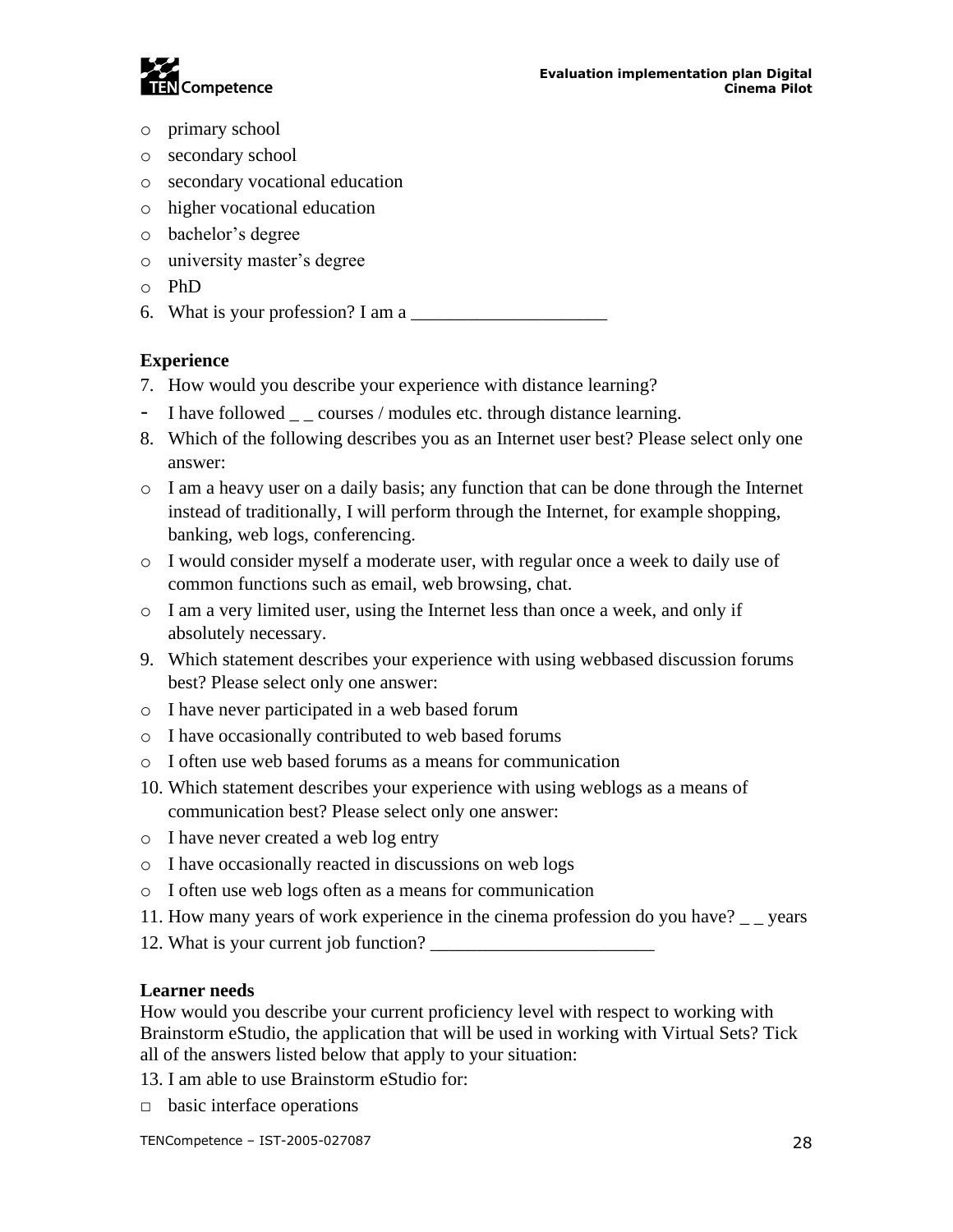- primary school
- secondary school
- secondary vocational education
- higher vocational education
- bachelor's degree
- university master's degree
- PhD

6. What is your profession? I am a ____________________

**Experience**

7. How would you describe your experience with distance learning?

- I have followed _ _ courses / modules etc. through distance learning.

8. Which of the following describes you as an Internet user best? Please select only one answer:

- I am a heavy user on a daily basis; any function that can be done through the Internet instead of traditionally, I will perform through the Internet, for example shopping, banking, web logs, conferencing.
- I would consider myself a moderate user, with regular once a week to daily use of common functions such as email, web browsing, chat.
- I am a very limited user, using the Internet less than once a week, and only if absolutely necessary.

9. Which statement describes your experience with using webbased discussion forums best? Please select only one answer:

- I have never participated in a web based forum
- I have occasionally contributed to web based forums
- I often use web based forums as a means for communication

10. Which statement describes your experience with using weblogs as a means of communication best? Please select only one answer:

- I have never created a web log entry
- I have occasionally reacted in discussions on web logs
- I often use web logs often as a means for communication

11. How many years of work experience in the cinema profession do you have? _ _ years
12. What is your current job function? ______________________

**Learner needs**

How would you describe your current proficiency level with respect to working with Brainstorm eStudio, the application that will be used in working with Virtual Sets? Tick all of the answers listed below that apply to your situation:

13. I am able to use Brainstorm eStudio for:

- □ basic interface operations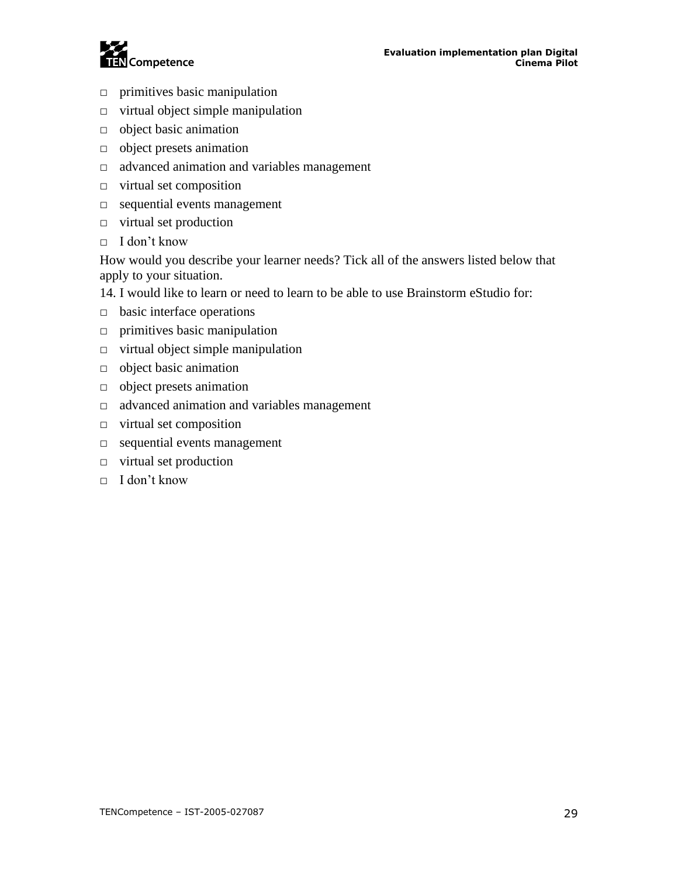- □ primitives basic manipulation
- □ virtual object simple manipulation
- □ object basic animation
- □ object presets animation
- □ advanced animation and variables management
- □ virtual set composition
- □ sequential events management
- □ virtual set production
- □ I don't know

How would you describe your learner needs? Tick all of the answers listed below that apply to your situation.

14. I would like to learn or need to learn to be able to use Brainstorm eStudio for:

- □ basic interface operations
- □ primitives basic manipulation
- □ virtual object simple manipulation
- □ object basic animation
- □ object presets animation
- □ advanced animation and variables management
- □ virtual set composition
- □ sequential events management
- □ virtual set production
- □ I don't know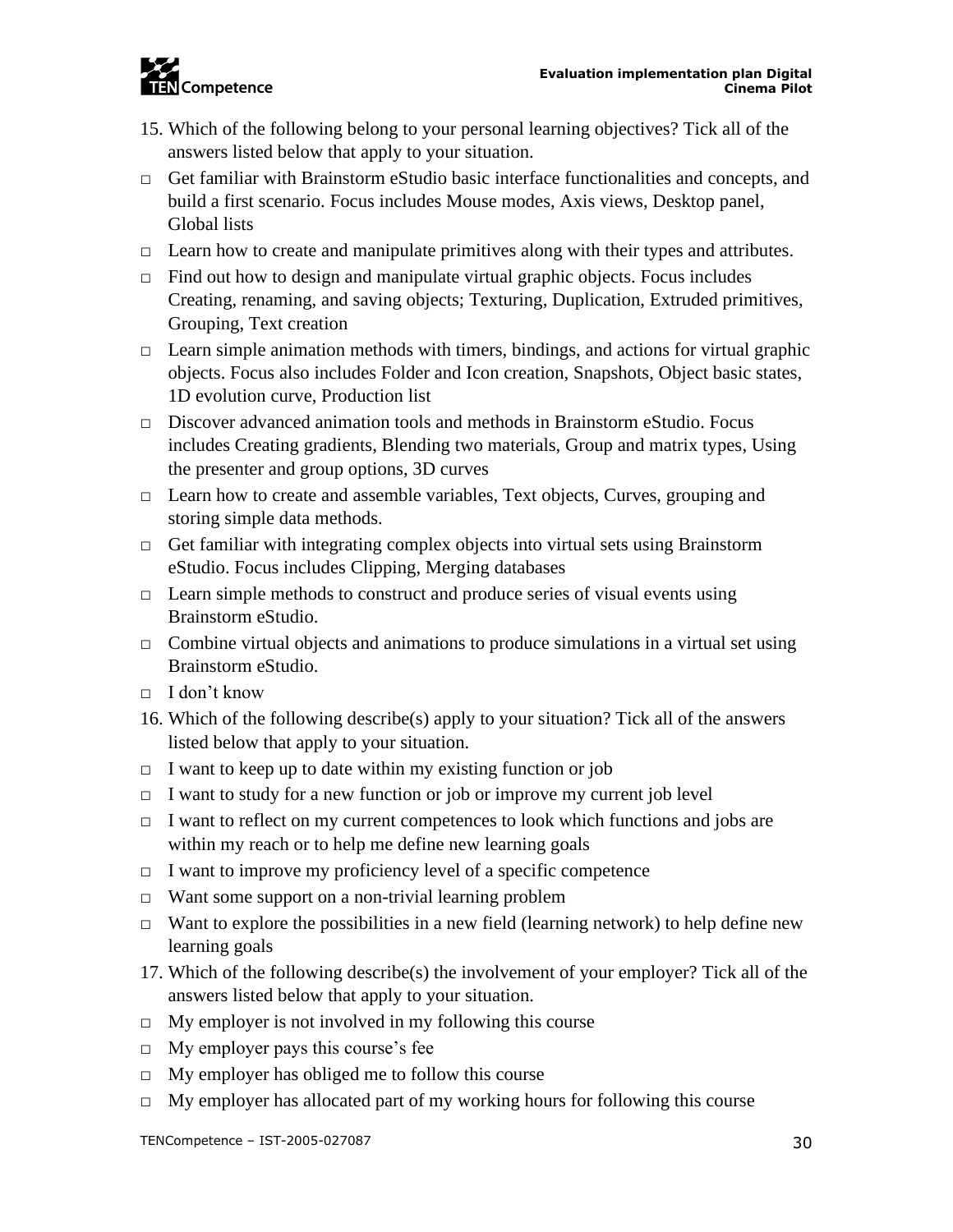15. Which of the following belong to your personal learning objectives? Tick all of the answers listed below that apply to your situation.

□ Get familiar with Brainstorm eStudio basic interface functionalities and concepts, and build a first scenario. Focus includes Mouse modes, Axis views, Desktop panel, Global lists

□ Learn how to create and manipulate primitives along with their types and attributes.

□ Find out how to design and manipulate virtual graphic objects. Focus includes Creating, renaming, and saving objects; Texturing, Duplication, Extruded primitives, Grouping, Text creation

□ Learn simple animation methods with timers, bindings, and actions for virtual graphic objects. Focus also includes Folder and Icon creation, Snapshots, Object basic states, 1D evolution curve, Production list

□ Discover advanced animation tools and methods in Brainstorm eStudio. Focus includes Creating gradients, Blending two materials, Group and matrix types, Using the presenter and group options, 3D curves

□ Learn how to create and assemble variables, Text objects, Curves, grouping and storing simple data methods.

□ Get familiar with integrating complex objects into virtual sets using Brainstorm eStudio. Focus includes Clipping, Merging databases

□ Learn simple methods to construct and produce series of visual events using Brainstorm eStudio.

□ Combine virtual objects and animations to produce simulations in a virtual set using Brainstorm eStudio.

□ I don't know

16. Which of the following describe(s) apply to your situation? Tick all of the answers listed below that apply to your situation.

□ I want to keep up to date within my existing function or job

□ I want to study for a new function or job or improve my current job level

□ I want to reflect on my current competences to look which functions and jobs are within my reach or to help me define new learning goals

□ I want to improve my proficiency level of a specific competence

□ Want some support on a non-trivial learning problem

□ Want to explore the possibilities in a new field (learning network) to help define new learning goals

17. Which of the following describe(s) the involvement of your employer? Tick all of the answers listed below that apply to your situation.

□ My employer is not involved in my following this course

□ My employer pays this course's fee

□ My employer has obliged me to follow this course

□ My employer has allocated part of my working hours for following this course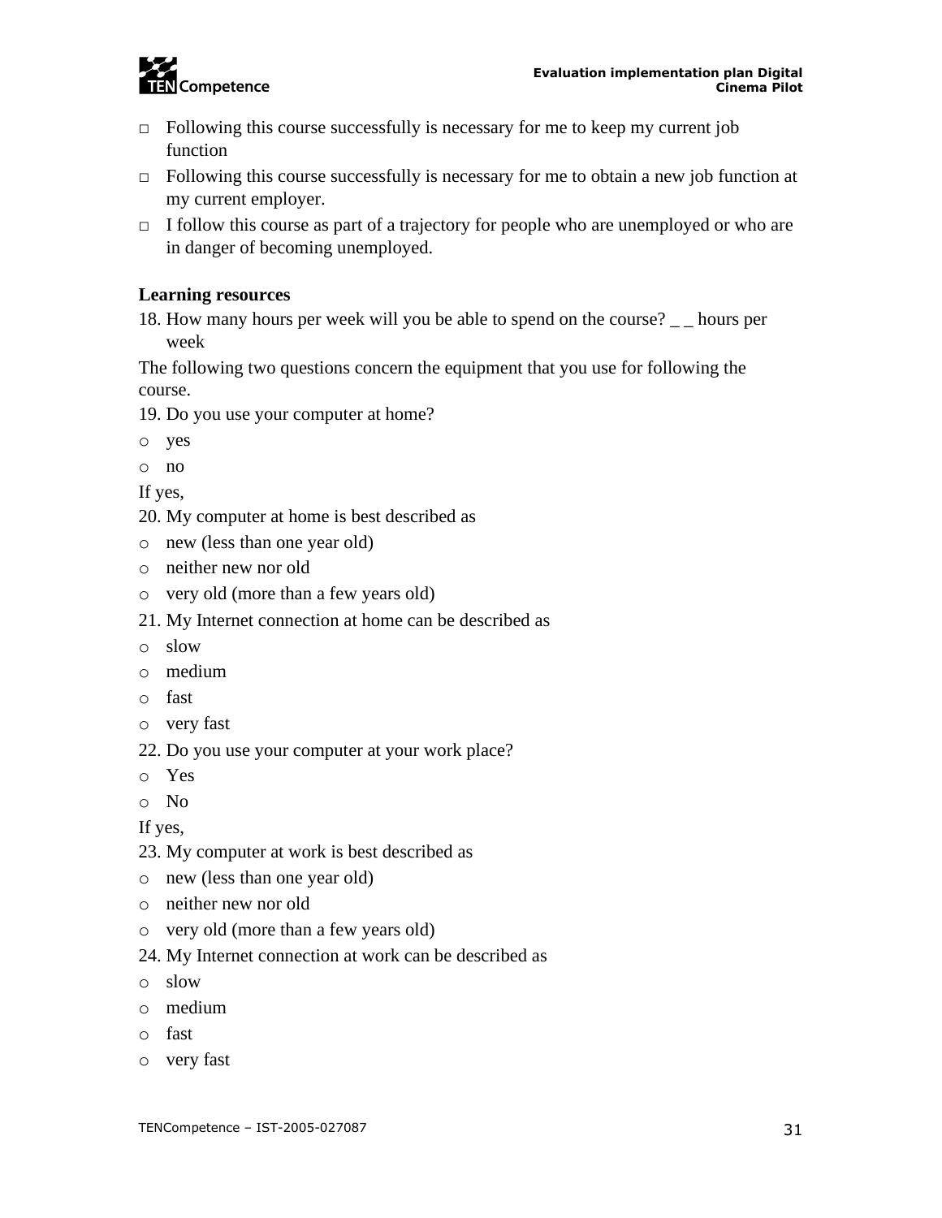- □ Following this course successfully is necessary for me to keep my current job function
- □ Following this course successfully is necessary for me to obtain a new job function at my current employer.
- □ I follow this course as part of a trajectory for people who are unemployed or who are in danger of becoming unemployed.

**Learning resources**

18. How many hours per week will you be able to spend on the course? _ _ hours per week

The following two questions concern the equipment that you use for following the course.

19. Do you use your computer at home?

- o yes
- o no

If yes,

20. My computer at home is best described as

- o new (less than one year old)
- o neither new nor old
- o very old (more than a few years old)

21. My Internet connection at home can be described as

- o slow
- o medium
- o fast
- o very fast

22. Do you use your computer at your work place?

- o Yes
- o No

If yes,

23. My computer at work is best described as

- o new (less than one year old)
- o neither new nor old
- o very old (more than a few years old)

24. My Internet connection at work can be described as

- o slow
- o medium
- o fast
- o very fast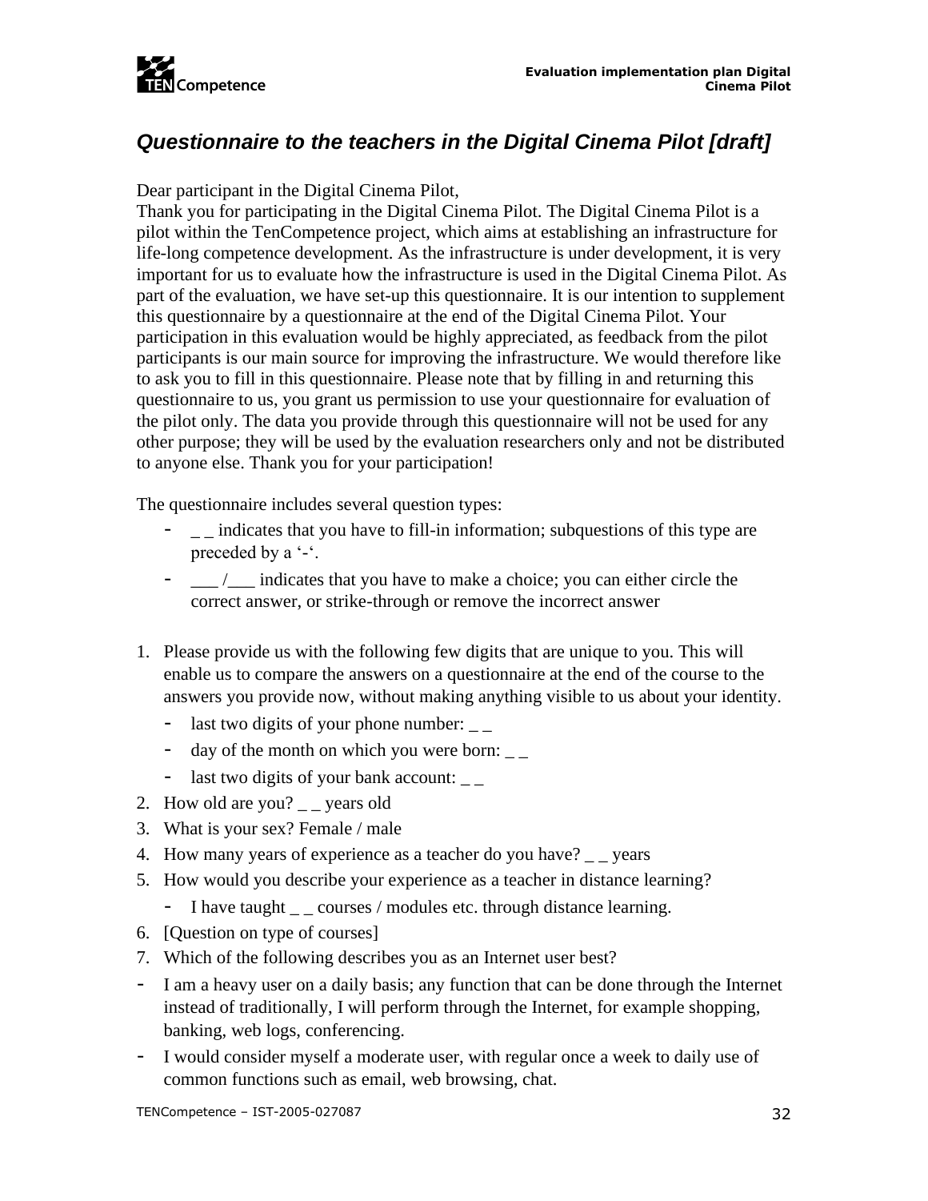## *Questionnaire to the teachers in the Digital Cinema Pilot [draft]*

Dear participant in the Digital Cinema Pilot,
Thank you for participating in the Digital Cinema Pilot. The Digital Cinema Pilot is a pilot within the TenCompetence project, which aims at establishing an infrastructure for life-long competence development. As the infrastructure is under development, it is very important for us to evaluate how the infrastructure is used in the Digital Cinema Pilot. As part of the evaluation, we have set-up this questionnaire. It is our intention to supplement this questionnaire by a questionnaire at the end of the Digital Cinema Pilot. Your participation in this evaluation would be highly appreciated, as feedback from the pilot participants is our main source for improving the infrastructure. We would therefore like to ask you to fill in this questionnaire. Please note that by filling in and returning this questionnaire to us, you grant us permission to use your questionnaire for evaluation of the pilot only. The data you provide through this questionnaire will not be used for any other purpose; they will be used by the evaluation researchers only and not be distributed to anyone else. Thank you for your participation!

The questionnaire includes several question types:

- _ _ indicates that you have to fill-in information; subquestions of this type are preceded by a '-'.
- ___ /___ indicates that you have to make a choice; you can either circle the correct answer, or strike-through or remove the incorrect answer

1. Please provide us with the following few digits that are unique to you. This will enable us to compare the answers on a questionnaire at the end of the course to the answers you provide now, without making anything visible to us about your identity.
   - last two digits of your phone number: _ _
   - day of the month on which you were born: _ _
   - last two digits of your bank account: _ _
2. How old are you? _ _ years old
3. What is your sex? Female / male
4. How many years of experience as a teacher do you have? _ _ years
5. How would you describe your experience as a teacher in distance learning?
   - I have taught _ _ courses / modules etc. through distance learning.
6. [Question on type of courses]
7. Which of the following describes you as an Internet user best?

- I am a heavy user on a daily basis; any function that can be done through the Internet instead of traditionally, I will perform through the Internet, for example shopping, banking, web logs, conferencing.
- I would consider myself a moderate user, with regular once a week to daily use of common functions such as email, web browsing, chat.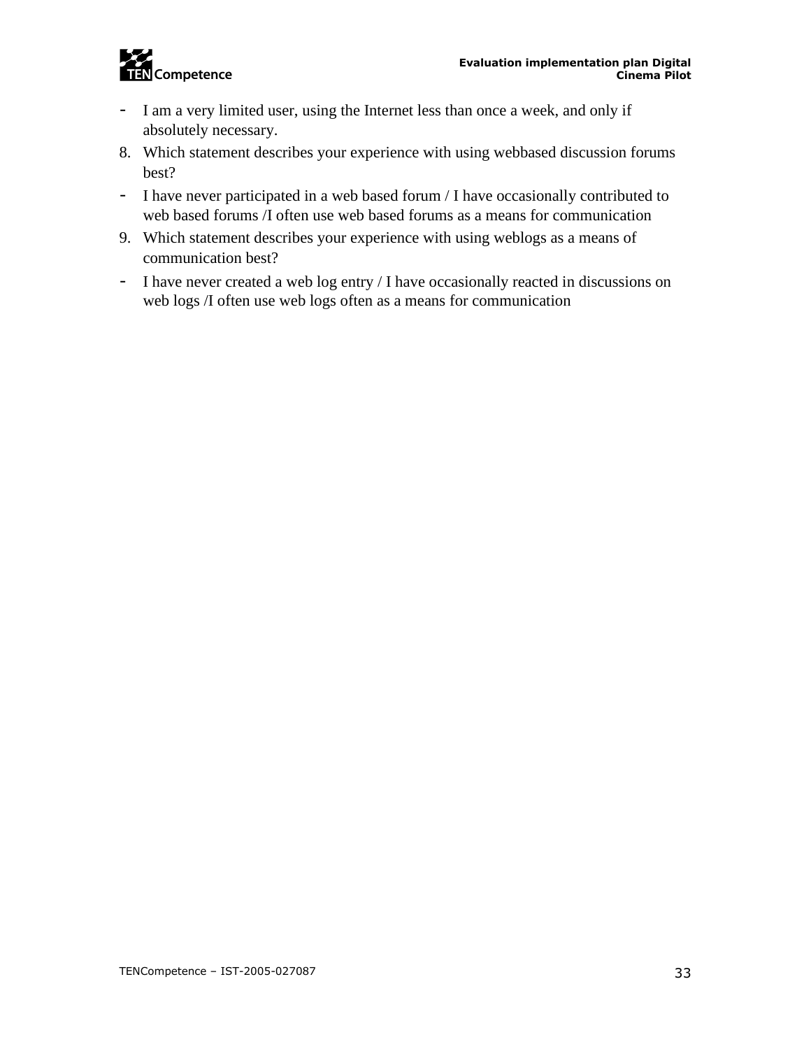- I am a very limited user, using the Internet less than once a week, and only if absolutely necessary.

8. Which statement describes your experience with using webbased discussion forums best?

- I have never participated in a web based forum / I have occasionally contributed to web based forums /I often use web based forums as a means for communication

9. Which statement describes your experience with using weblogs as a means of communication best?

- I have never created a web log entry / I have occasionally reacted in discussions on web logs /I often use web logs often as a means for communication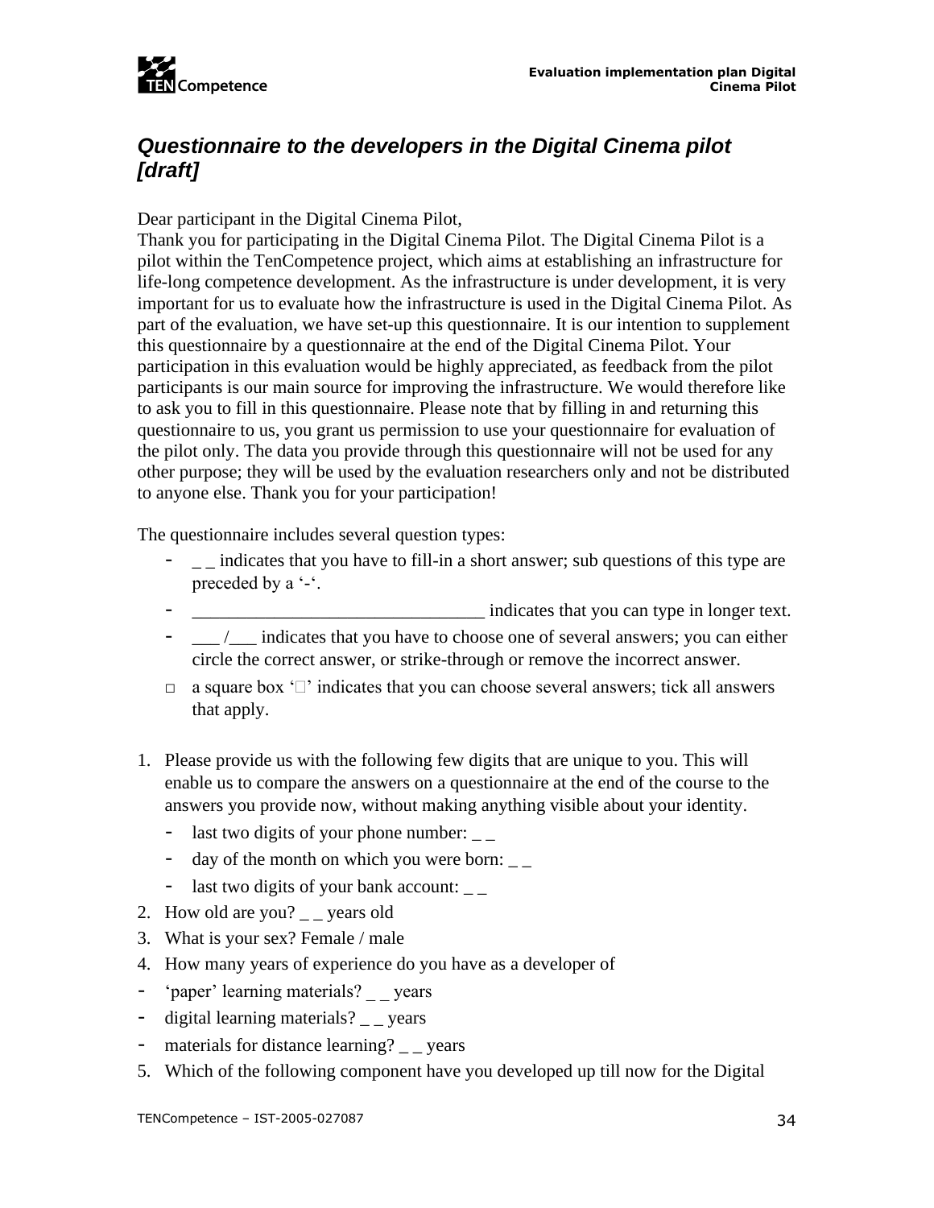## *Questionnaire to the developers in the Digital Cinema pilot [draft]*

Dear participant in the Digital Cinema Pilot,
Thank you for participating in the Digital Cinema Pilot. The Digital Cinema Pilot is a pilot within the TenCompetence project, which aims at establishing an infrastructure for life-long competence development. As the infrastructure is under development, it is very important for us to evaluate how the infrastructure is used in the Digital Cinema Pilot. As part of the evaluation, we have set-up this questionnaire. It is our intention to supplement this questionnaire by a questionnaire at the end of the Digital Cinema Pilot. Your participation in this evaluation would be highly appreciated, as feedback from the pilot participants is our main source for improving the infrastructure. We would therefore like to ask you to fill in this questionnaire. Please note that by filling in and returning this questionnaire to us, you grant us permission to use your questionnaire for evaluation of the pilot only. The data you provide through this questionnaire will not be used for any other purpose; they will be used by the evaluation researchers only and not be distributed to anyone else. Thank you for your participation!

The questionnaire includes several question types:

- _ _ indicates that you have to fill-in a short answer; sub questions of this type are preceded by a '-'.
- ________________________________ indicates that you can type in longer text.
- ___ /___ indicates that you have to choose one of several answers; you can either circle the correct answer, or strike-through or remove the incorrect answer.
- □ a square box '□' indicates that you can choose several answers; tick all answers that apply.

1. Please provide us with the following few digits that are unique to you. This will enable us to compare the answers on a questionnaire at the end of the course to the answers you provide now, without making anything visible about your identity.
   - last two digits of your phone number: _ _
   - day of the month on which you were born: _ _
   - last two digits of your bank account: _ _
2. How old are you? _ _ years old
3. What is your sex? Female / male
4. How many years of experience do you have as a developer of
- 'paper' learning materials? _ _ years
- digital learning materials? _ _ years
- materials for distance learning? _ _ years
5. Which of the following component have you developed up till now for the Digital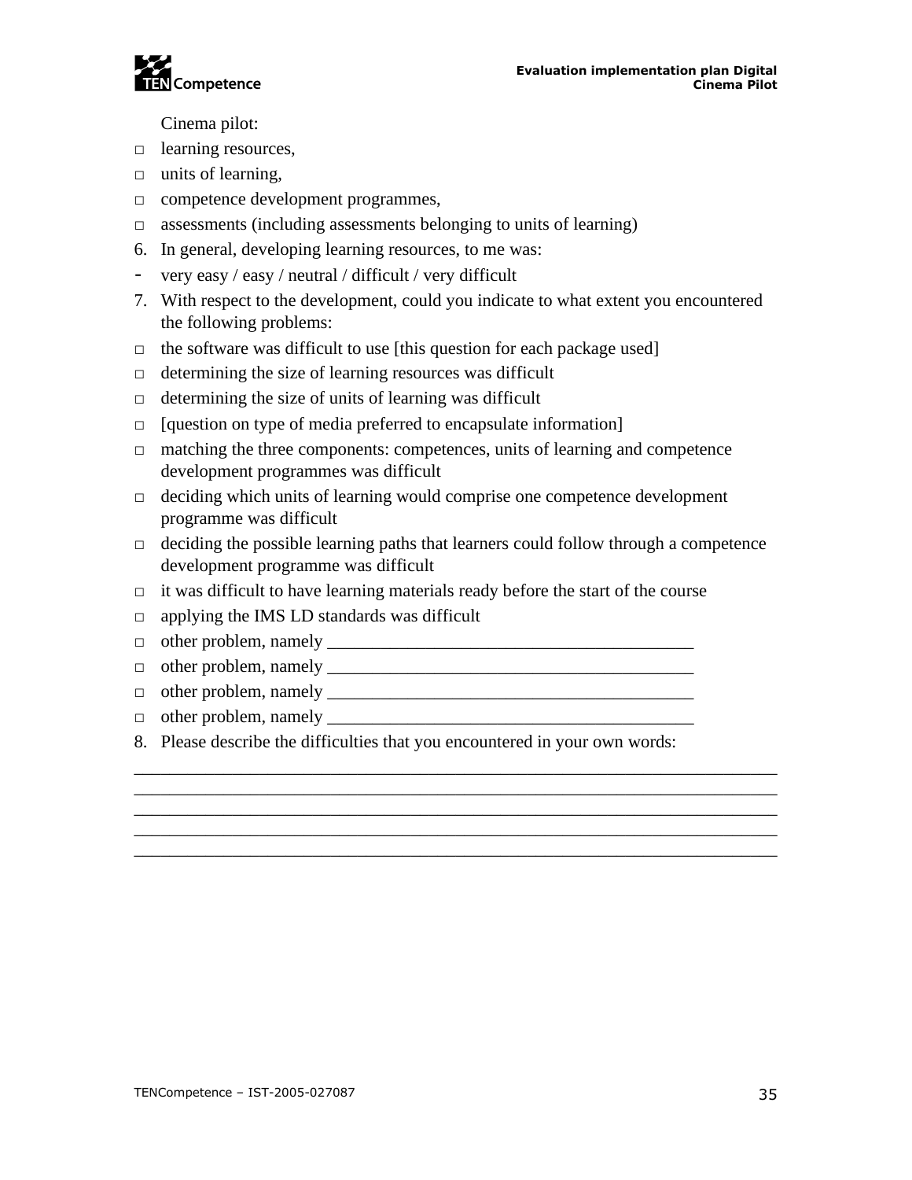Cinema pilot:

- □ learning resources,
- □ units of learning,
- □ competence development programmes,
- □ assessments (including assessments belonging to units of learning)

6. In general, developing learning resources, to me was:

- very easy / easy / neutral / difficult / very difficult

7. With respect to the development, could you indicate to what extent you encountered the following problems:

- □ the software was difficult to use [this question for each package used]
- □ determining the size of learning resources was difficult
- □ determining the size of units of learning was difficult
- □ [question on type of media preferred to encapsulate information]
- □ matching the three components: competences, units of learning and competence development programmes was difficult
- □ deciding which units of learning would comprise one competence development programme was difficult
- □ deciding the possible learning paths that learners could follow through a competence development programme was difficult
- □ it was difficult to have learning materials ready before the start of the course
- □ applying the IMS LD standards was difficult
- □ other problem, namely ________________________________________
- □ other problem, namely ________________________________________
- □ other problem, namely ________________________________________
- □ other problem, namely ________________________________________

8. Please describe the difficulties that you encountered in your own words:

________________________________________________________________________
________________________________________________________________________
________________________________________________________________________
________________________________________________________________________
________________________________________________________________________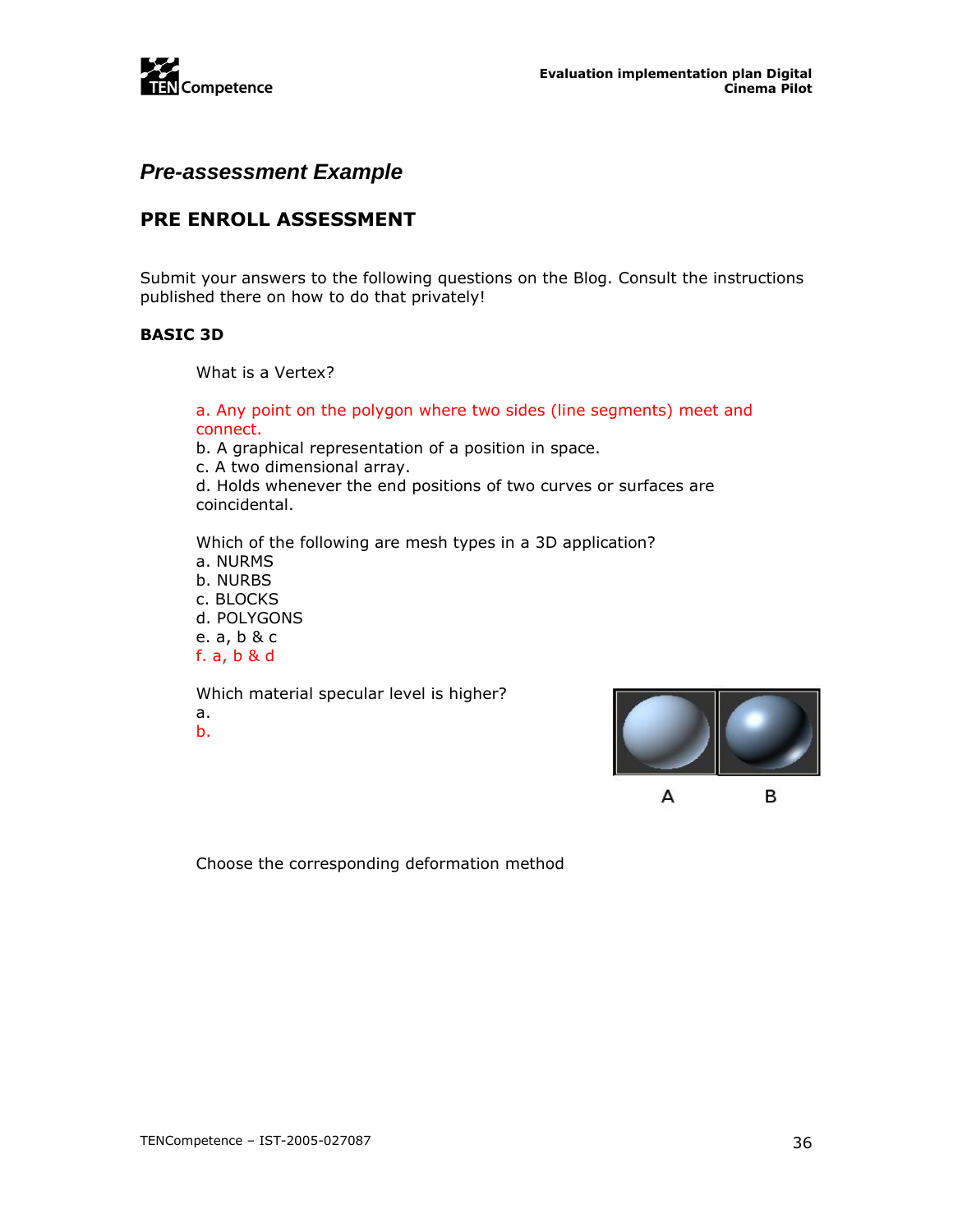## *Pre-assessment Example*

### PRE ENROLL ASSESSMENT

Submit your answers to the following questions on the Blog. Consult the instructions published there on how to do that privately!

**BASIC 3D**

What is a Vertex?

a. Any point on the polygon where two sides (line segments) meet and connect.
b. A graphical representation of a position in space.
c. A two dimensional array.
d. Holds whenever the end positions of two curves or surfaces are coincidental.

Which of the following are mesh types in a 3D application?
a. NURMS
b. NURBS
c. BLOCKS
d. POLYGONS
e. a, b & c
f. a, b & d

Which material specular level is higher?
a.
b.

A B

Choose the corresponding deformation method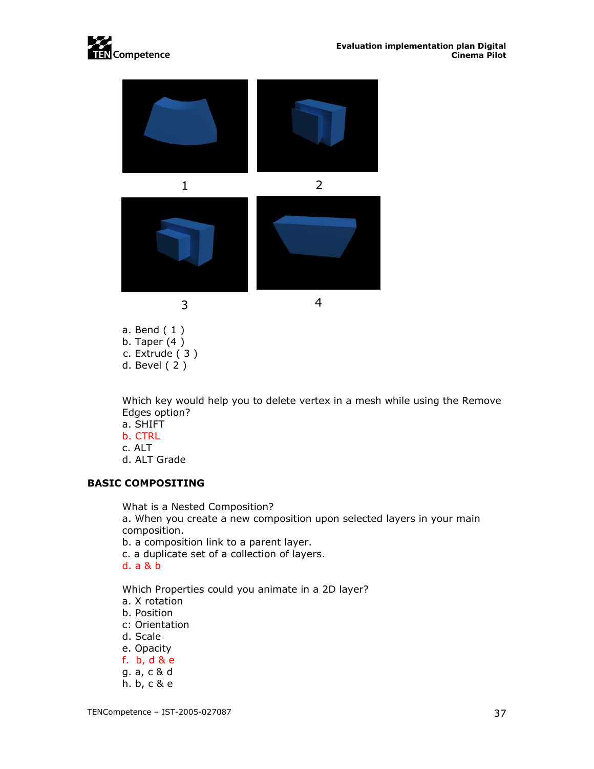1

2

3

4

a. Bend ( 1 )
b. Taper (4 )
c. Extrude ( 3 )
d. Bevel ( 2 )

Which key would help you to delete vertex in a mesh while using the Remove Edges option?
a. SHIFT
b. CTRL
c. ALT
d. ALT Grade

## BASIC COMPOSITING

What is a Nested Composition?
a. When you create a new composition upon selected layers in your main composition.
b. a composition link to a parent layer.
c. a duplicate set of a collection of layers.
d. a & b

Which Properties could you animate in a 2D layer?
a. X rotation
b. Position
c: Orientation
d. Scale
e. Opacity
f. b, d & e
g. a, c & d
h. b, c & e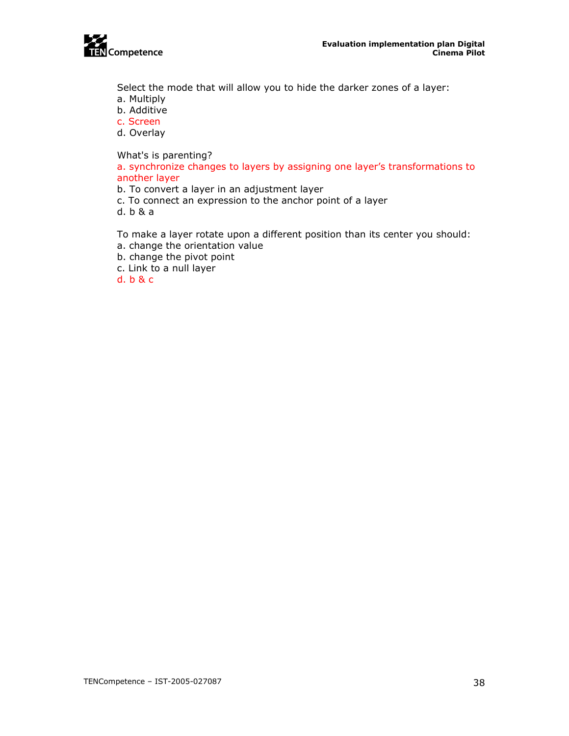Select the mode that will allow you to hide the darker zones of a layer:
a. Multiply
b. Additive
c. Screen
d. Overlay

What's is parenting?
a. synchronize changes to layers by assigning one layer's transformations to another layer
b. To convert a layer in an adjustment layer
c. To connect an expression to the anchor point of a layer
d. b & a

To make a layer rotate upon a different position than its center you should:
a. change the orientation value
b. change the pivot point
c. Link to a null layer
d. b & c